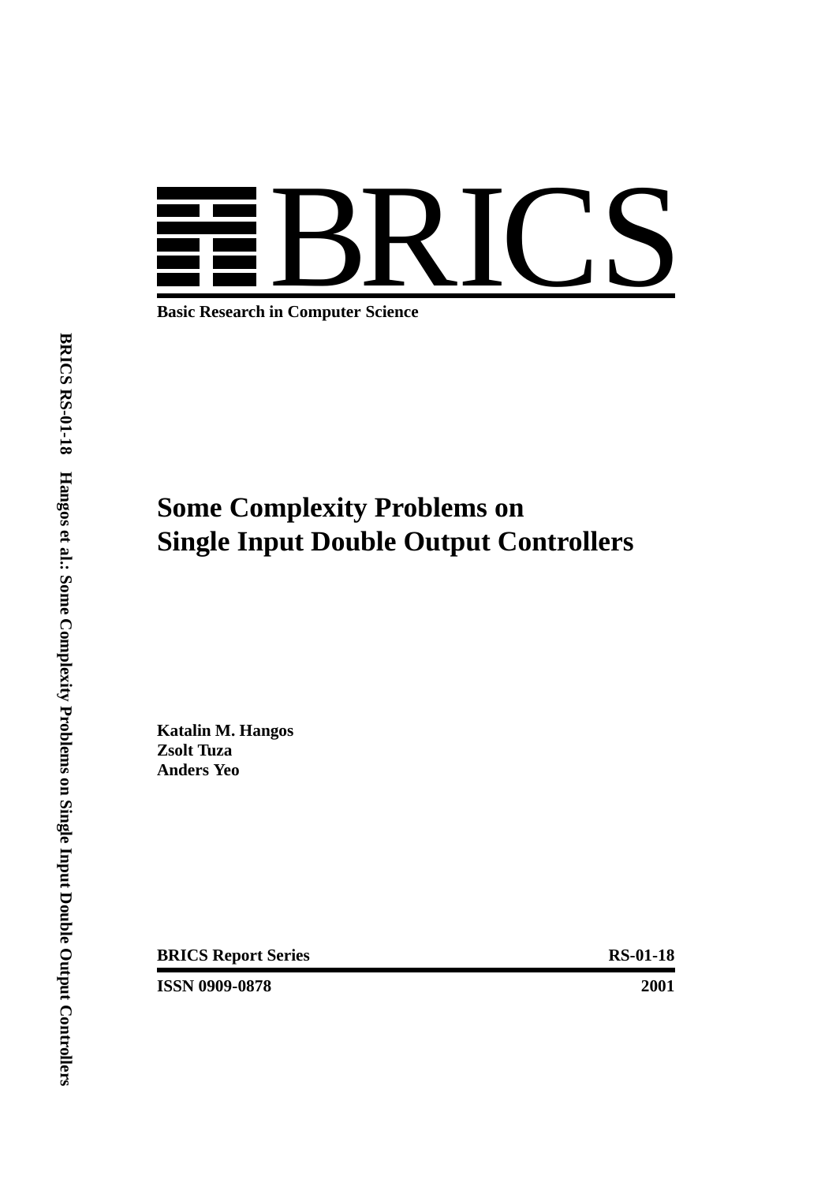# BRICS

**Basic Research in Computer Science**

# Some Complexity Problems on Single Input Double Output Controllers

**Katalin M. Hangos**
**Zsolt Tuza**
**Anders Yeo**

**BRICS Report Series** **RS-01-18**

**ISSN 0909-0878** **2001**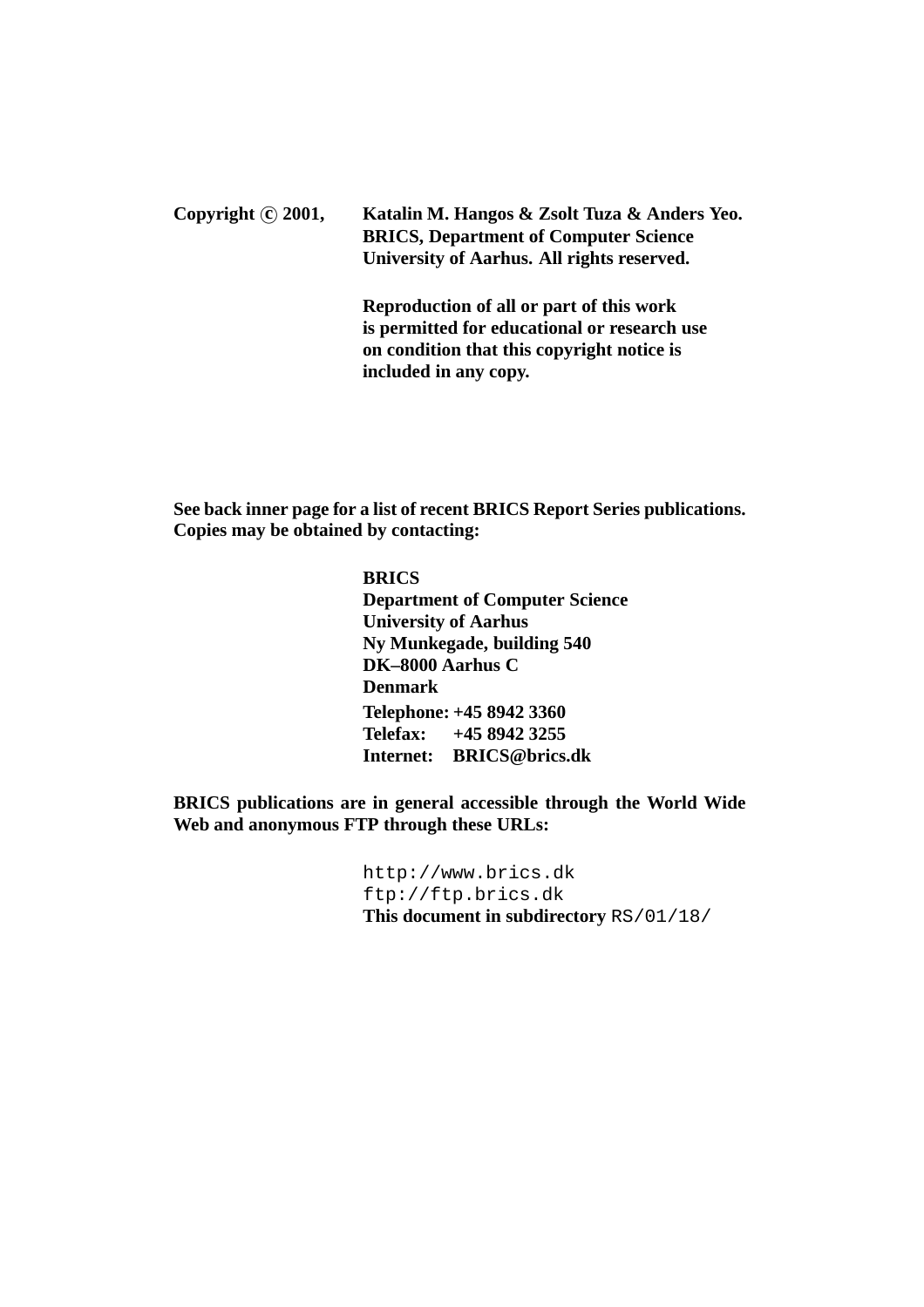**Copyright © 2001, Katalin M. Hangos & Zsolt Tuza & Anders Yeo. BRICS, Department of Computer Science University of Aarhus. All rights reserved.**

**Reproduction of all or part of this work is permitted for educational or research use on condition that this copyright notice is included in any copy.**

**See back inner page for a list of recent BRICS Report Series publications. Copies may be obtained by contacting:**

**BRICS**
**Department of Computer Science**
**University of Aarhus**
**Ny Munkegade, building 540**
**DK–8000 Aarhus C**
**Denmark**
**Telephone: +45 8942 3360**
**Telefax: +45 8942 3255**
**Internet: BRICS@brics.dk**

**BRICS publications are in general accessible through the World Wide Web and anonymous FTP through these URLs:**

http://www.brics.dk
ftp://ftp.brics.dk
**This document in subdirectory** RS/01/18/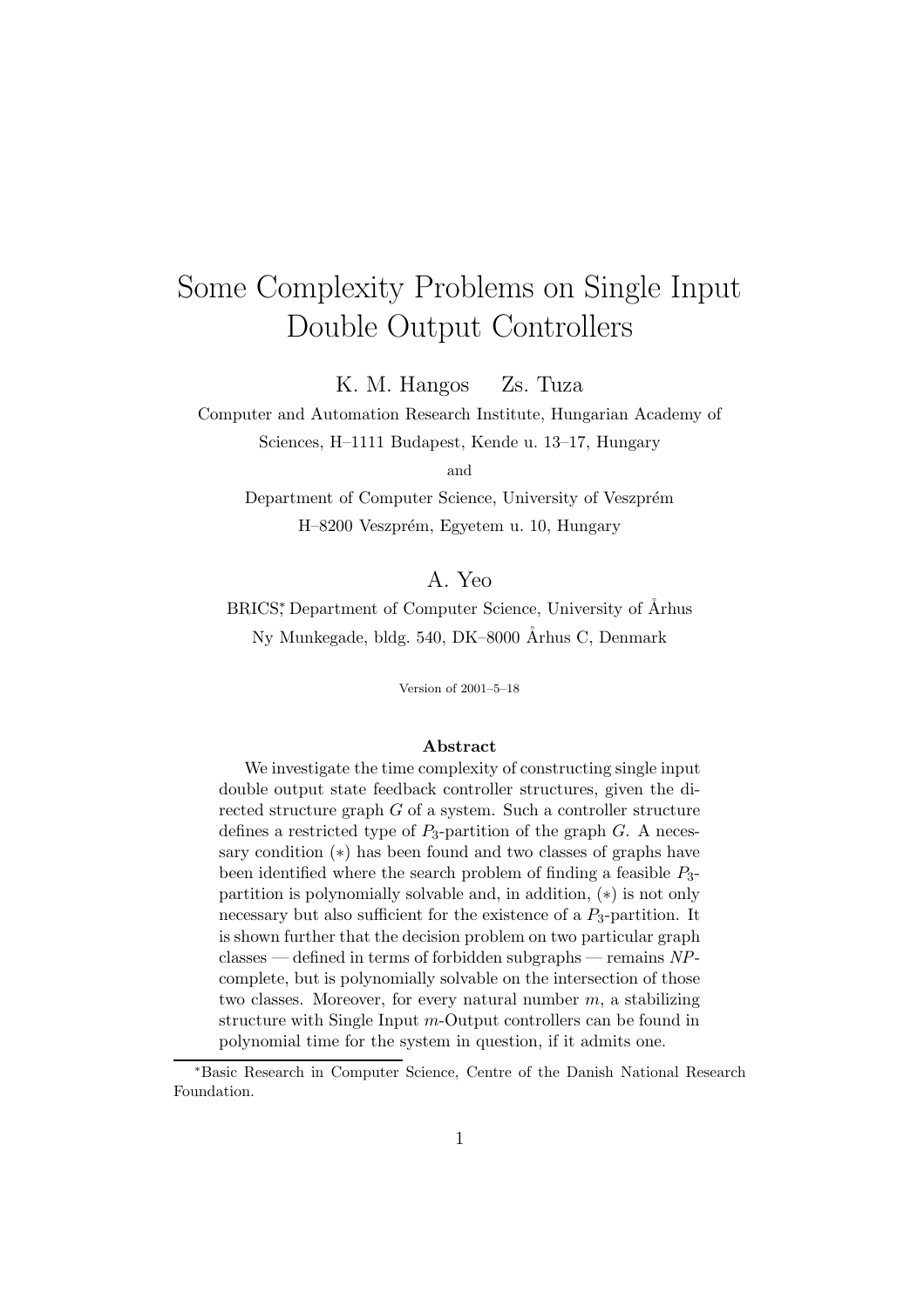# Some Complexity Problems on Single Input Double Output Controllers

K. M. Hangos Zs. Tuza

Computer and Automation Research Institute, Hungarian Academy of Sciences, H–1111 Budapest, Kende u. 13–17, Hungary

and

Department of Computer Science, University of Veszprém H–8200 Veszprém, Egyetem u. 10, Hungary

A. Yeo

BRICS[*], Department of Computer Science, University of Århus Ny Munkegade, bldg. 540, DK–8000 Århus C, Denmark

Version of 2001–5–18

### Abstract

We investigate the time complexity of constructing single input double output state feedback controller structures, given the directed structure graph $G$ of a system. Such a controller structure defines a restricted type of $P_3$-partition of the graph $G$. A necessary condition $(*)$ has been found and two classes of graphs have been identified where the search problem of finding a feasible $P_3$-partition is polynomially solvable and, in addition, $(*)$ is not only necessary but also sufficient for the existence of a $P_3$-partition. It is shown further that the decision problem on two particular graph classes — defined in terms of forbidden subgraphs — remains *NP*-complete, but is polynomially solvable on the intersection of those two classes. Moreover, for every natural number $m$, a stabilizing structure with Single Input $m$-Output controllers can be found in polynomial time for the system in question, if it admits one.

[*]Basic Research in Computer Science, Centre of the Danish National Research Foundation.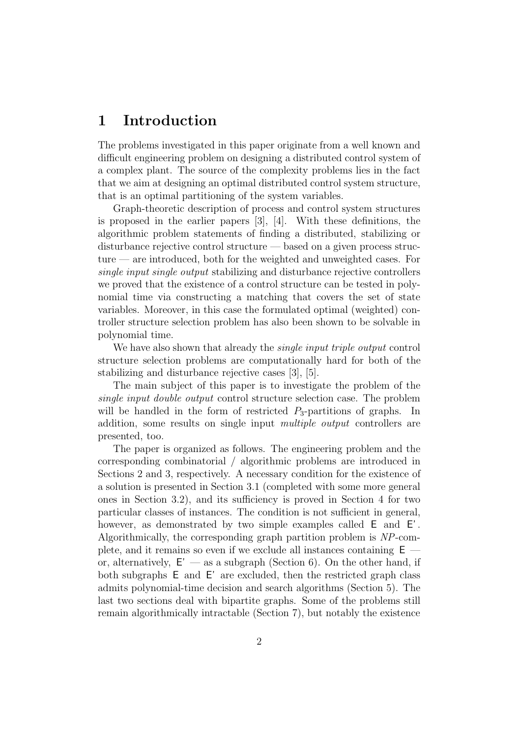# 1 Introduction

The problems investigated in this paper originate from a well known and difficult engineering problem on designing a distributed control system of a complex plant. The source of the complexity problems lies in the fact that we aim at designing an optimal distributed control system structure, that is an optimal partitioning of the system variables.

Graph-theoretic description of process and control system structures is proposed in the earlier papers [3], [4]. With these definitions, the algorithmic problem statements of finding a distributed, stabilizing or disturbance rejective control structure — based on a given process structure — are introduced, both for the weighted and unweighted cases. For *single input single output* stabilizing and disturbance rejective controllers we proved that the existence of a control structure can be tested in polynomial time via constructing a matching that covers the set of state variables. Moreover, in this case the formulated optimal (weighted) controller structure selection problem has also been shown to be solvable in polynomial time.

We have also shown that already the *single input triple output* control structure selection problems are computationally hard for both of the stabilizing and disturbance rejective cases [3], [5].

The main subject of this paper is to investigate the problem of the *single input double output* control structure selection case. The problem will be handled in the form of restricted $P_3$-partitions of graphs. In addition, some results on single input *multiple output* controllers are presented, too.

The paper is organized as follows. The engineering problem and the corresponding combinatorial / algorithmic problems are introduced in Sections 2 and 3, respectively. A necessary condition for the existence of a solution is presented in Section 3.1 (completed with some more general ones in Section 3.2), and its sufficiency is proved in Section 4 for two particular classes of instances. The condition is not sufficient in general, however, as demonstrated by two simple examples called E and E'. Algorithmically, the corresponding graph partition problem is *NP*-complete, and it remains so even if we exclude all instances containing E — or, alternatively, E' — as a subgraph (Section 6). On the other hand, if both subgraphs E and E' are excluded, then the restricted graph class admits polynomial-time decision and search algorithms (Section 5). The last two sections deal with bipartite graphs. Some of the problems still remain algorithmically intractable (Section 7), but notably the existence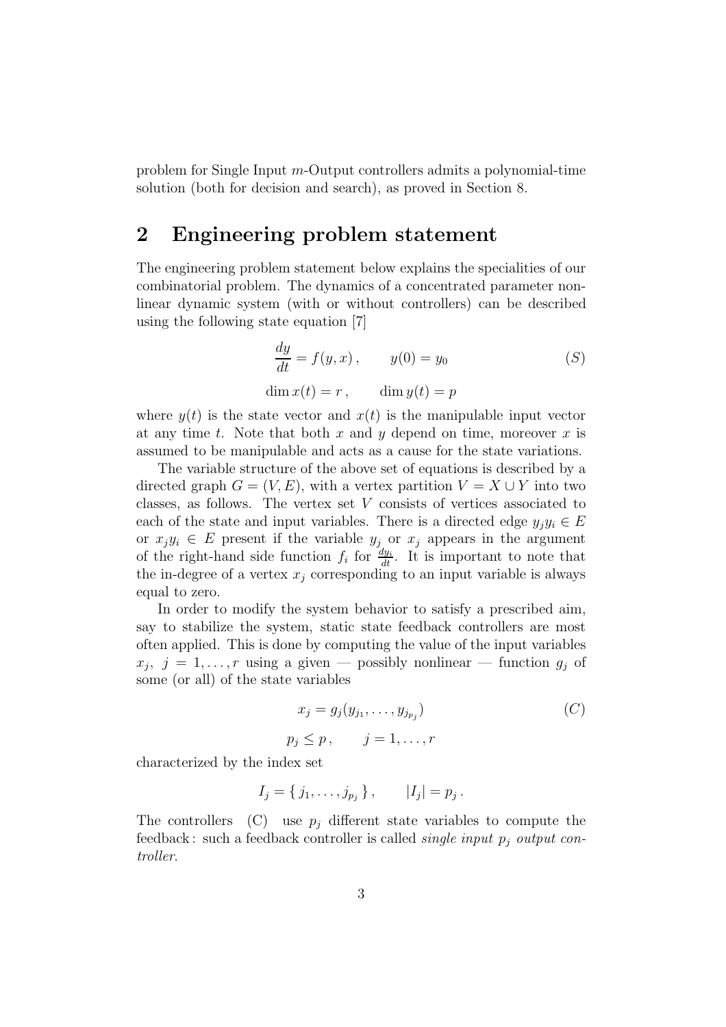problem for Single Input $m$-Output controllers admits a polynomial-time solution (both for decision and search), as proved in Section 8.

## 2 Engineering problem statement

The engineering problem statement below explains the specialities of our combinatorial problem. The dynamics of a concentrated parameter nonlinear dynamic system (with or without controllers) can be described using the following state equation [7]

$$\frac{dy}{dt} = f(y, x)\,, \qquad y(0) = y_0 \tag{S}$$

$$\dim x(t) = r\,, \qquad \dim y(t) = p$$

where $y(t)$ is the state vector and $x(t)$ is the manipulable input vector at any time $t$. Note that both $x$ and $y$ depend on time, moreover $x$ is assumed to be manipulable and acts as a cause for the state variations.

The variable structure of the above set of equations is described by a directed graph $G = (V, E)$, with a vertex partition $V = X \cup Y$ into two classes, as follows. The vertex set $V$ consists of vertices associated to each of the state and input variables. There is a directed edge $y_j y_i \in E$ or $x_j y_i \in E$ present if the variable $y_j$ or $x_j$ appears in the argument of the right-hand side function $f_i$ for $\frac{dy_i}{dt}$. It is important to note that the in-degree of a vertex $x_j$ corresponding to an input variable is always equal to zero.

In order to modify the system behavior to satisfy a prescribed aim, say to stabilize the system, static state feedback controllers are most often applied. This is done by computing the value of the input variables $x_j,\ j = 1, \ldots, r$ using a given — possibly nonlinear — function $g_j$ of some (or all) of the state variables

$$x_j = g_j(y_{j_1}, \ldots, y_{j_{p_j}}) \tag{C}$$

$$p_j \leq p\,, \qquad j = 1, \ldots, r$$

characterized by the index set

$$I_j = \{\, j_1, \ldots, j_{p_j} \,\}\,, \qquad |I_j| = p_j\,.$$

The controllers (C) use $p_j$ different state variables to compute the feedback: such a feedback controller is called *single input $p_j$ output controller*.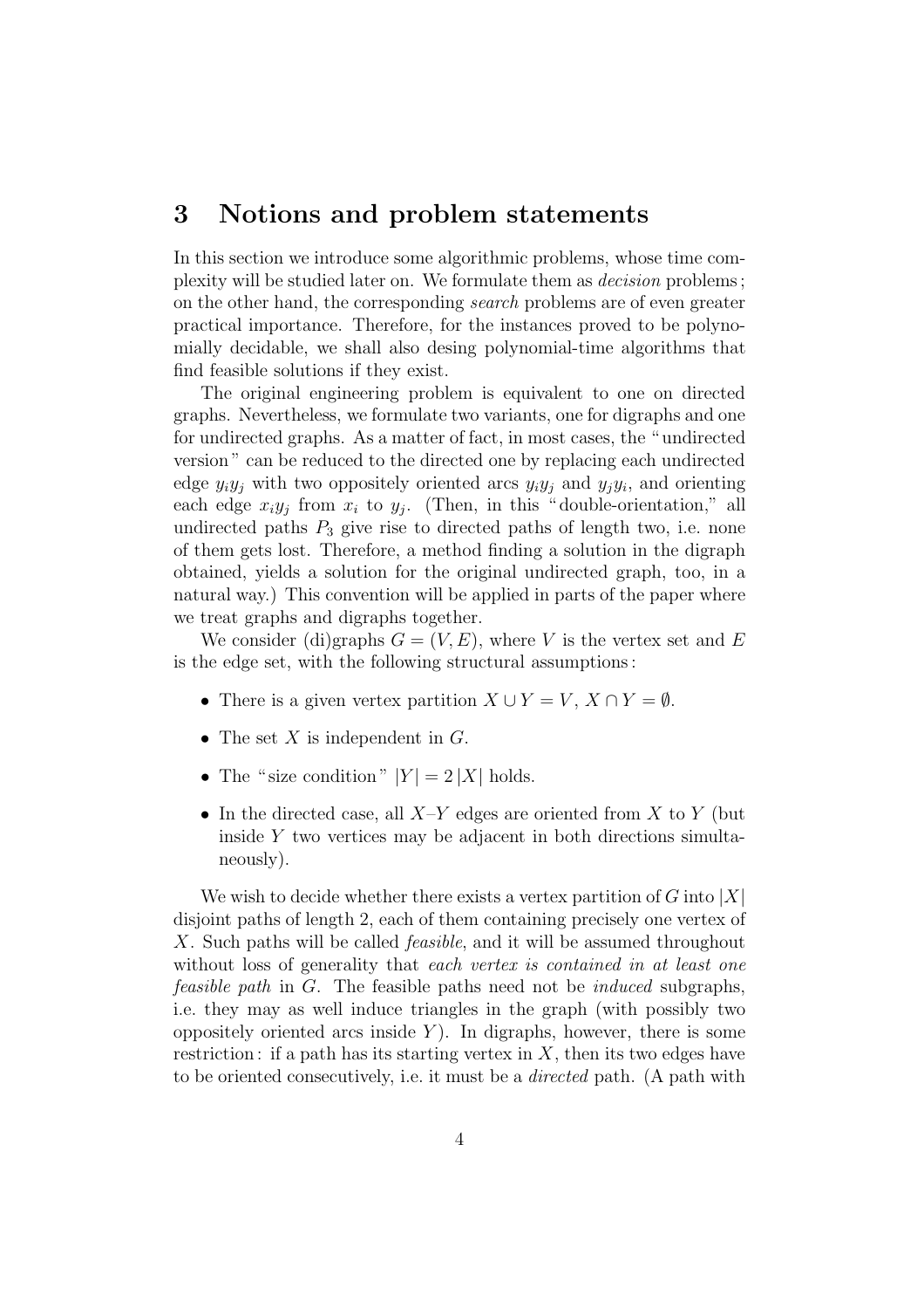## 3 Notions and problem statements

In this section we introduce some algorithmic problems, whose time complexity will be studied later on. We formulate them as *decision* problems; on the other hand, the corresponding *search* problems are of even greater practical importance. Therefore, for the instances proved to be polynomially decidable, we shall also desing polynomial-time algorithms that find feasible solutions if they exist.

The original engineering problem is equivalent to one on directed graphs. Nevertheless, we formulate two variants, one for digraphs and one for undirected graphs. As a matter of fact, in most cases, the "undirected version" can be reduced to the directed one by replacing each undirected edge $y_iy_j$ with two oppositely oriented arcs $y_iy_j$ and $y_jy_i$, and orienting each edge $x_iy_j$ from $x_i$ to $y_j$. (Then, in this "double-orientation," all undirected paths $P_3$ give rise to directed paths of length two, i.e. none of them gets lost. Therefore, a method finding a solution in the digraph obtained, yields a solution for the original undirected graph, too, in a natural way.) This convention will be applied in parts of the paper where we treat graphs and digraphs together.

We consider (di)graphs $G = (V, E)$, where $V$ is the vertex set and $E$ is the edge set, with the following structural assumptions:

- There is a given vertex partition $X \cup Y = V$, $X \cap Y = \emptyset$.
- The set $X$ is independent in $G$.
- The "size condition" $|Y| = 2\,|X|$ holds.
- In the directed case, all $X$–$Y$ edges are oriented from $X$ to $Y$ (but inside $Y$ two vertices may be adjacent in both directions simultaneously).

We wish to decide whether there exists a vertex partition of $G$ into $|X|$ disjoint paths of length 2, each of them containing precisely one vertex of $X$. Such paths will be called *feasible*, and it will be assumed throughout without loss of generality that *each vertex is contained in at least one feasible path* in $G$. The feasible paths need not be *induced* subgraphs, i.e. they may as well induce triangles in the graph (with possibly two oppositely oriented arcs inside $Y$). In digraphs, however, there is some restriction: if a path has its starting vertex in $X$, then its two edges have to be oriented consecutively, i.e. it must be a *directed* path. (A path with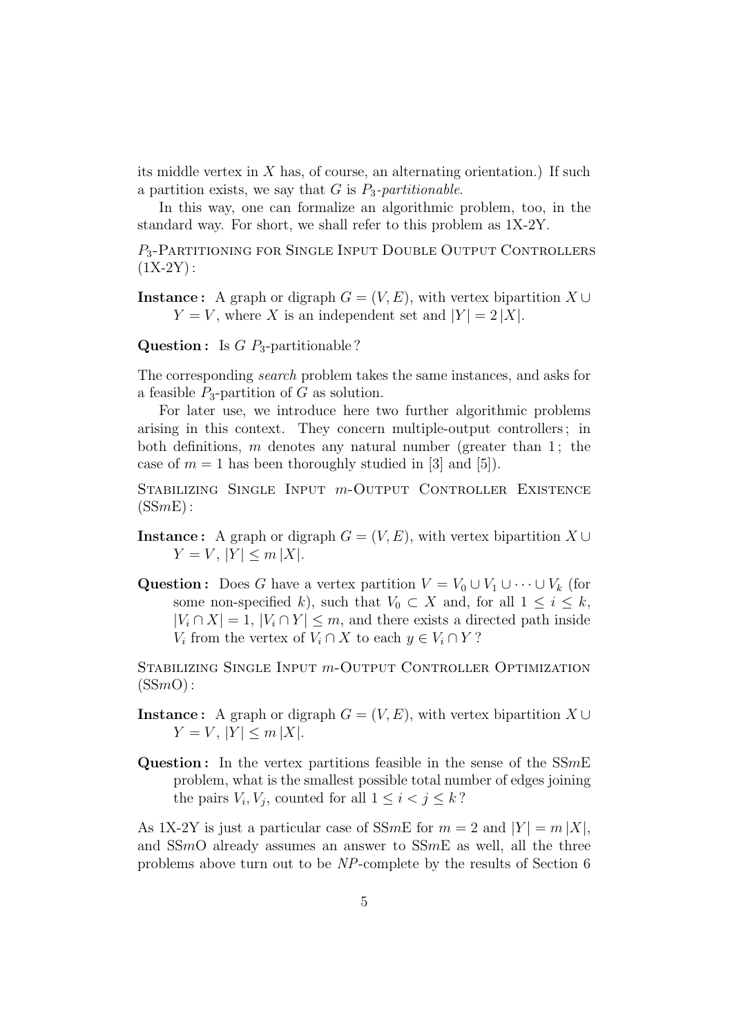its middle vertex in $X$ has, of course, an alternating orientation.) If such a partition exists, we say that $G$ is *$P_3$-partitionable*.

In this way, one can formalize an algorithmic problem, too, in the standard way. For short, we shall refer to this problem as 1X-2Y.

$P_3$-Partitioning for Single Input Double Output Controllers (1X-2Y) :

**Instance :** A graph or digraph $G = (V, E)$, with vertex bipartition $X \cup Y = V$, where $X$ is an independent set and $|Y| = 2\,|X|$.

**Question :** Is $G$ $P_3$-partitionable ?

The corresponding *search* problem takes the same instances, and asks for a feasible $P_3$-partition of $G$ as solution.

For later use, we introduce here two further algorithmic problems arising in this context. They concern multiple-output controllers ; in both definitions, $m$ denotes any natural number (greater than 1 ; the case of $m = 1$ has been thoroughly studied in [3] and [5]).

Stabilizing Single Input $m$-Output Controller Existence (SS$m$E) :

**Instance :** A graph or digraph $G = (V, E)$, with vertex bipartition $X \cup Y = V$, $|Y| \leq m\,|X|$.

**Question :** Does $G$ have a vertex partition $V = V_0 \cup V_1 \cup \cdots \cup V_k$ (for some non-specified $k$), such that $V_0 \subset X$ and, for all $1 \leq i \leq k$, $|V_i \cap X| = 1$, $|V_i \cap Y| \leq m$, and there exists a directed path inside $V_i$ from the vertex of $V_i \cap X$ to each $y \in V_i \cap Y$ ?

Stabilizing Single Input $m$-Output Controller Optimization (SS$m$O) :

**Instance :** A graph or digraph $G = (V, E)$, with vertex bipartition $X \cup Y = V$, $|Y| \leq m\,|X|$.

**Question :** In the vertex partitions feasible in the sense of the SS$m$E problem, what is the smallest possible total number of edges joining the pairs $V_i, V_j$, counted for all $1 \leq i < j \leq k$ ?

As 1X-2Y is just a particular case of SS$m$E for $m = 2$ and $|Y| = m\,|X|$, and SS$m$O already assumes an answer to SS$m$E as well, all the three problems above turn out to be *NP*-complete by the results of Section 6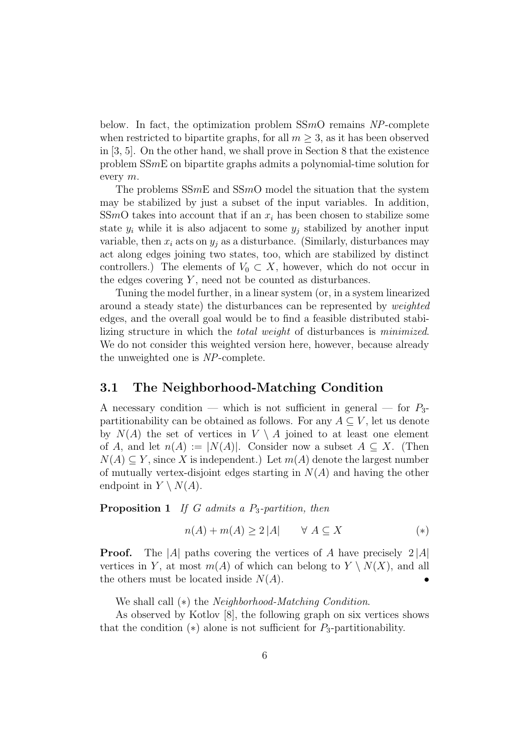below. In fact, the optimization problem SS$m$O remains *NP*-complete when restricted to bipartite graphs, for all $m \geq 3$, as it has been observed in [3, 5]. On the other hand, we shall prove in Section 8 that the existence problem SS$m$E on bipartite graphs admits a polynomial-time solution for every $m$.

The problems SS$m$E and SS$m$O model the situation that the system may be stabilized by just a subset of the input variables. In addition, SS$m$O takes into account that if an $x_i$ has been chosen to stabilize some state $y_i$ while it is also adjacent to some $y_j$ stabilized by another input variable, then $x_i$ acts on $y_j$ as a disturbance. (Similarly, disturbances may act along edges joining two states, too, which are stabilized by distinct controllers.) The elements of $V_0 \subset X$, however, which do not occur in the edges covering $Y$, need not be counted as disturbances.

Tuning the model further, in a linear system (or, in a system linearized around a steady state) the disturbances can be represented by *weighted* edges, and the overall goal would be to find a feasible distributed stabilizing structure in which the *total weight* of disturbances is *minimized*. We do not consider this weighted version here, however, because already the unweighted one is *NP*-complete.

### 3.1 The Neighborhood-Matching Condition

A necessary condition — which is not sufficient in general — for $P_3$-partitionability can be obtained as follows. For any $A \subseteq V$, let us denote by $N(A)$ the set of vertices in $V \setminus A$ joined to at least one element of $A$, and let $n(A) := |N(A)|$. Consider now a subset $A \subseteq X$. (Then $N(A) \subseteq Y$, since $X$ is independent.) Let $m(A)$ denote the largest number of mutually vertex-disjoint edges starting in $N(A)$ and having the other endpoint in $Y \setminus N(A)$.

**Proposition 1** *If $G$ admits a $P_3$-partition, then*

$$n(A) + m(A) \geq 2\,|A| \qquad \forall\ A \subseteq X \tag{$*$}$$

**Proof.** The $|A|$ paths covering the vertices of $A$ have precisely $2\,|A|$ vertices in $Y$, at most $m(A)$ of which can belong to $Y \setminus N(X)$, and all the others must be located inside $N(A)$. •

We shall call $(*)$ the *Neighborhood-Matching Condition*.

As observed by Kotlov [8], the following graph on six vertices shows that the condition $(*)$ alone is not sufficient for $P_3$-partitionability.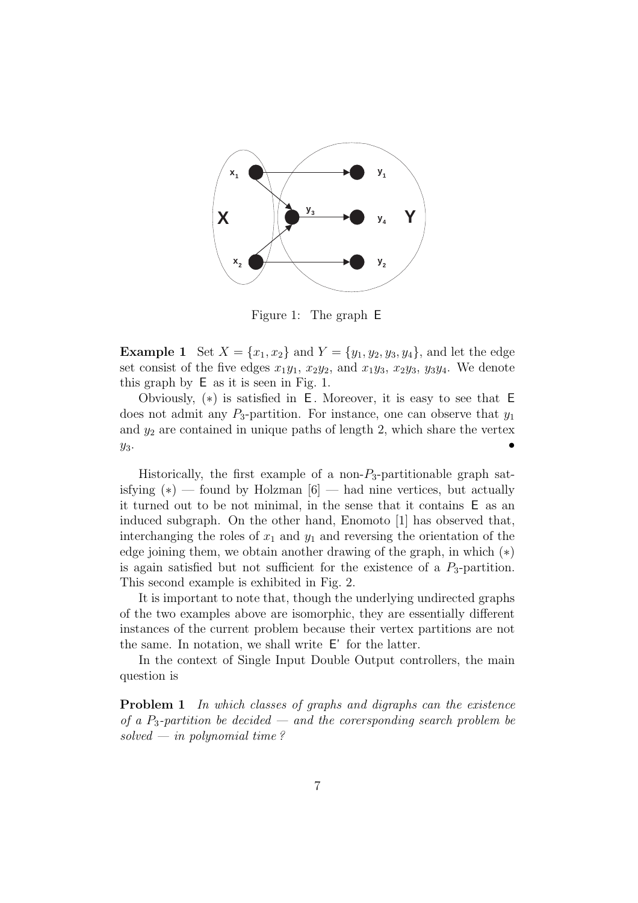Figure 1: The graph $\mathsf{E}$

**Example 1** Set $X = \{x_1, x_2\}$ and $Y = \{y_1, y_2, y_3, y_4\}$, and let the edge set consist of the five edges $x_1y_1$, $x_2y_2$, and $x_1y_3$, $x_2y_3$, $y_3y_4$. We denote this graph by $\mathsf{E}$ as it is seen in Fig. 1.

Obviously, $(*)$ is satisfied in $\mathsf{E}$. Moreover, it is easy to see that $\mathsf{E}$ does not admit any $P_3$-partition. For instance, one can observe that $y_1$ and $y_2$ are contained in unique paths of length 2, which share the vertex $y_3$. $\bullet$

Historically, the first example of a non-$P_3$-partitionable graph satisfying $(*)$ — found by Holzman [6] — had nine vertices, but actually it turned out to be not minimal, in the sense that it contains $\mathsf{E}$ as an induced subgraph. On the other hand, Enomoto [1] has observed that, interchanging the roles of $x_1$ and $y_1$ and reversing the orientation of the edge joining them, we obtain another drawing of the graph, in which $(*)$ is again satisfied but not sufficient for the existence of a $P_3$-partition. This second example is exhibited in Fig. 2.

It is important to note that, though the underlying undirected graphs of the two examples above are isomorphic, they are essentially different instances of the current problem because their vertex partitions are not the same. In notation, we shall write $\mathsf{E}'$ for the latter.

In the context of Single Input Double Output controllers, the main question is

**Problem 1** *In which classes of graphs and digraphs can the existence of a $P_3$-partition be decided — and the corersponding search problem be solved — in polynomial time?*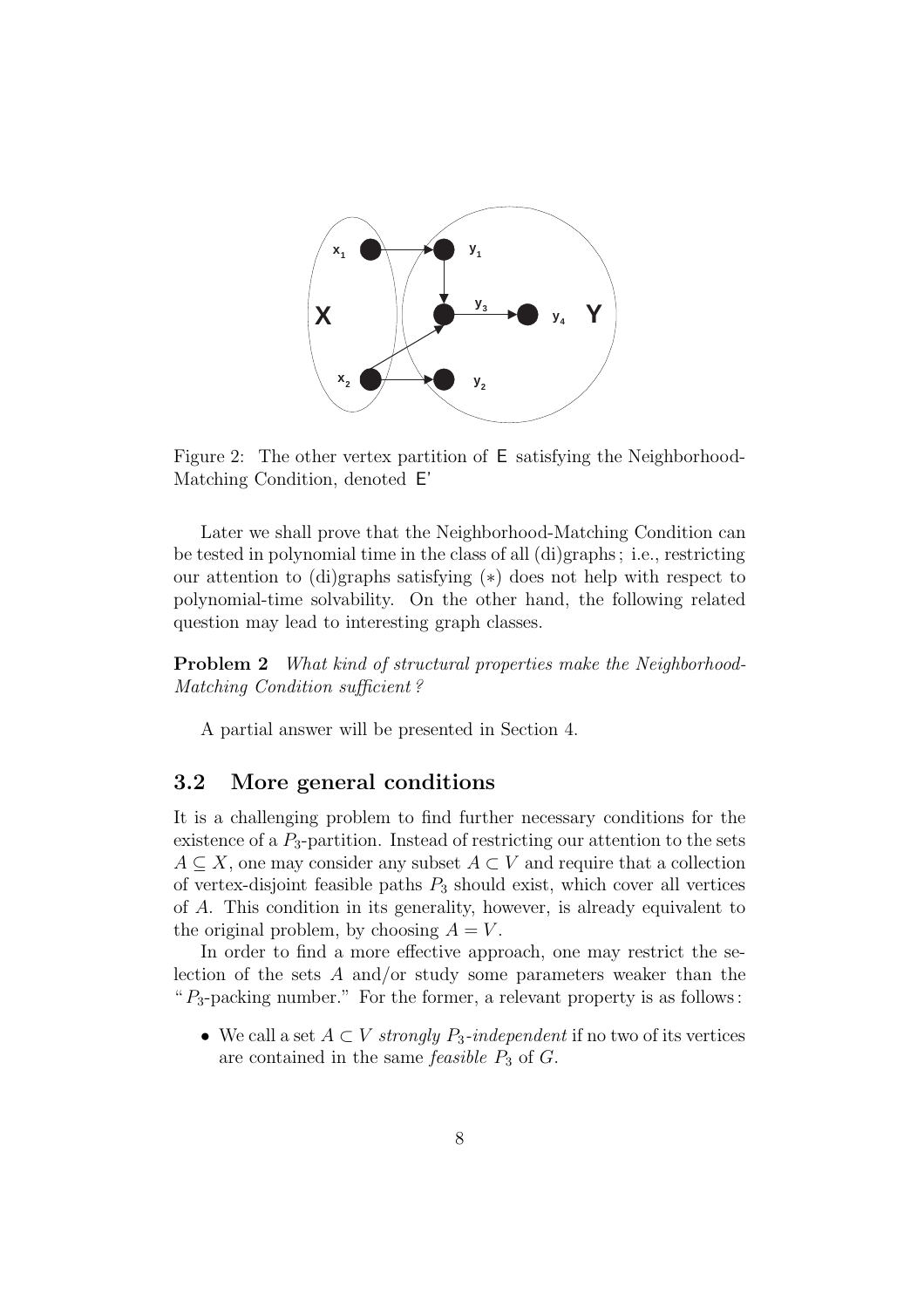Figure 2: The other vertex partition of E satisfying the Neighborhood-Matching Condition, denoted E'

Later we shall prove that the Neighborhood-Matching Condition can be tested in polynomial time in the class of all (di)graphs ; i.e., restricting our attention to (di)graphs satisfying (∗) does not help with respect to polynomial-time solvability. On the other hand, the following related question may lead to interesting graph classes.

**Problem 2** *What kind of structural properties make the Neighborhood-Matching Condition sufficient ?*

A partial answer will be presented in Section 4.

## 3.2 More general conditions

It is a challenging problem to find further necessary conditions for the existence of a $P_3$-partition. Instead of restricting our attention to the sets $A \subseteq X$, one may consider any subset $A \subset V$ and require that a collection of vertex-disjoint feasible paths $P_3$ should exist, which cover all vertices of $A$. This condition in its generality, however, is already equivalent to the original problem, by choosing $A = V$.

In order to find a more effective approach, one may restrict the selection of the sets $A$ and/or study some parameters weaker than the "$P_3$-packing number." For the former, a relevant property is as follows :

- We call a set $A \subset V$ *strongly $P_3$-independent* if no two of its vertices are contained in the same *feasible* $P_3$ of $G$.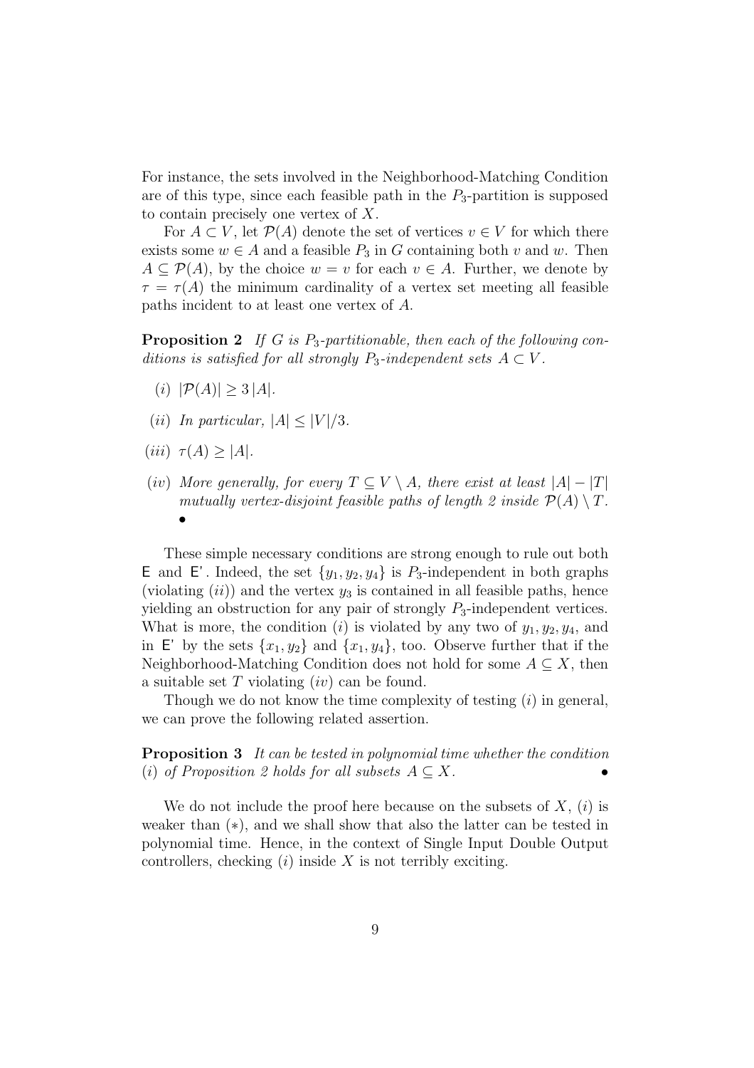For instance, the sets involved in the Neighborhood-Matching Condition are of this type, since each feasible path in the $P_3$-partition is supposed to contain precisely one vertex of $X$.

For $A \subset V$, let $\mathcal{P}(A)$ denote the set of vertices $v \in V$ for which there exists some $w \in A$ and a feasible $P_3$ in $G$ containing both $v$ and $w$. Then $A \subseteq \mathcal{P}(A)$, by the choice $w = v$ for each $v \in A$. Further, we denote by $\tau = \tau(A)$ the minimum cardinality of a vertex set meeting all feasible paths incident to at least one vertex of $A$.

**Proposition 2** *If $G$ is $P_3$-partitionable, then each of the following conditions is satisfied for all strongly $P_3$-independent sets $A \subset V$.*

- $(i)$ $|\mathcal{P}(A)| \geq 3\,|A|$.
- $(ii)$ *In particular,* $|A| \leq |V|/3$.
- $(iii)$ $\tau(A) \geq |A|$.
- $(iv)$ *More generally, for every $T \subseteq V \setminus A$, there exist at least $|A| - |T|$ mutually vertex-disjoint feasible paths of length 2 inside $\mathcal{P}(A) \setminus T$.* •

These simple necessary conditions are strong enough to rule out both E and E'. Indeed, the set $\{y_1, y_2, y_4\}$ is $P_3$-independent in both graphs (violating $(ii)$) and the vertex $y_3$ is contained in all feasible paths, hence yielding an obstruction for any pair of strongly $P_3$-independent vertices. What is more, the condition $(i)$ is violated by any two of $y_1, y_2, y_4$, and in E' by the sets $\{x_1, y_2\}$ and $\{x_1, y_4\}$, too. Observe further that if the Neighborhood-Matching Condition does not hold for some $A \subseteq X$, then a suitable set $T$ violating $(iv)$ can be found.

Though we do not know the time complexity of testing $(i)$ in general, we can prove the following related assertion.

**Proposition 3** *It can be tested in polynomial time whether the condition $(i)$ of Proposition 2 holds for all subsets $A \subseteq X$.* •

We do not include the proof here because on the subsets of $X$, $(i)$ is weaker than $(*)$, and we shall show that also the latter can be tested in polynomial time. Hence, in the context of Single Input Double Output controllers, checking $(i)$ inside $X$ is not terribly exciting.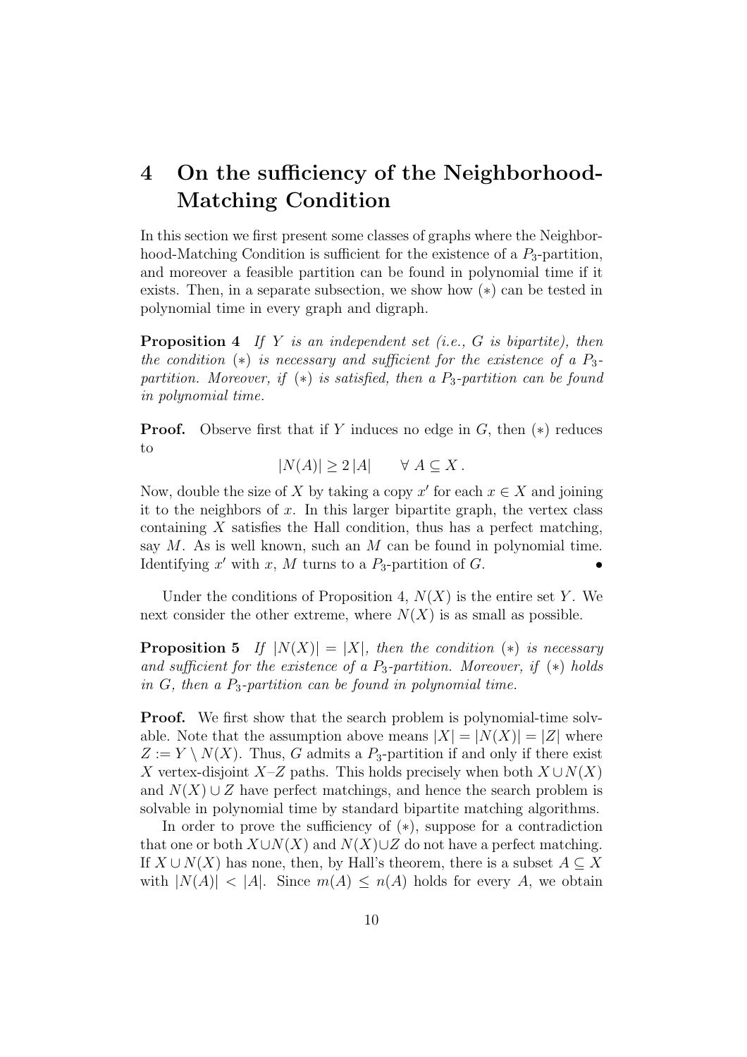# 4 On the sufficiency of the Neighborhood-Matching Condition

In this section we first present some classes of graphs where the Neighborhood-Matching Condition is sufficient for the existence of a $P_3$-partition, and moreover a feasible partition can be found in polynomial time if it exists. Then, in a separate subsection, we show how $(*)$ can be tested in polynomial time in every graph and digraph.

**Proposition 4** *If $Y$ is an independent set (i.e., $G$ is bipartite), then the condition $(*)$ is necessary and sufficient for the existence of a $P_3$-partition. Moreover, if $(*)$ is satisfied, then a $P_3$-partition can be found in polynomial time.*

**Proof.** Observe first that if $Y$ induces no edge in $G$, then $(*)$ reduces to

$$|N(A)| \geq 2\,|A| \qquad \forall\; A \subseteq X\,.$$

Now, double the size of $X$ by taking a copy $x'$ for each $x \in X$ and joining it to the neighbors of $x$. In this larger bipartite graph, the vertex class containing $X$ satisfies the Hall condition, thus has a perfect matching, say $M$. As is well known, such an $M$ can be found in polynomial time. Identifying $x'$ with $x$, $M$ turns to a $P_3$-partition of $G$. $\bullet$

Under the conditions of Proposition 4, $N(X)$ is the entire set $Y$. We next consider the other extreme, where $N(X)$ is as small as possible.

**Proposition 5** *If $|N(X)| = |X|$, then the condition $(*)$ is necessary and sufficient for the existence of a $P_3$-partition. Moreover, if $(*)$ holds in $G$, then a $P_3$-partition can be found in polynomial time.*

**Proof.** We first show that the search problem is polynomial-time solvable. Note that the assumption above means $|X| = |N(X)| = |Z|$ where $Z := Y \setminus N(X)$. Thus, $G$ admits a $P_3$-partition if and only if there exist $X$ vertex-disjoint $X$–$Z$ paths. This holds precisely when both $X \cup N(X)$ and $N(X) \cup Z$ have perfect matchings, and hence the search problem is solvable in polynomial time by standard bipartite matching algorithms.

In order to prove the sufficiency of $(*)$, suppose for a contradiction that one or both $X \cup N(X)$ and $N(X) \cup Z$ do not have a perfect matching. If $X \cup N(X)$ has none, then, by Hall's theorem, there is a subset $A \subseteq X$ with $|N(A)| < |A|$. Since $m(A) \leq n(A)$ holds for every $A$, we obtain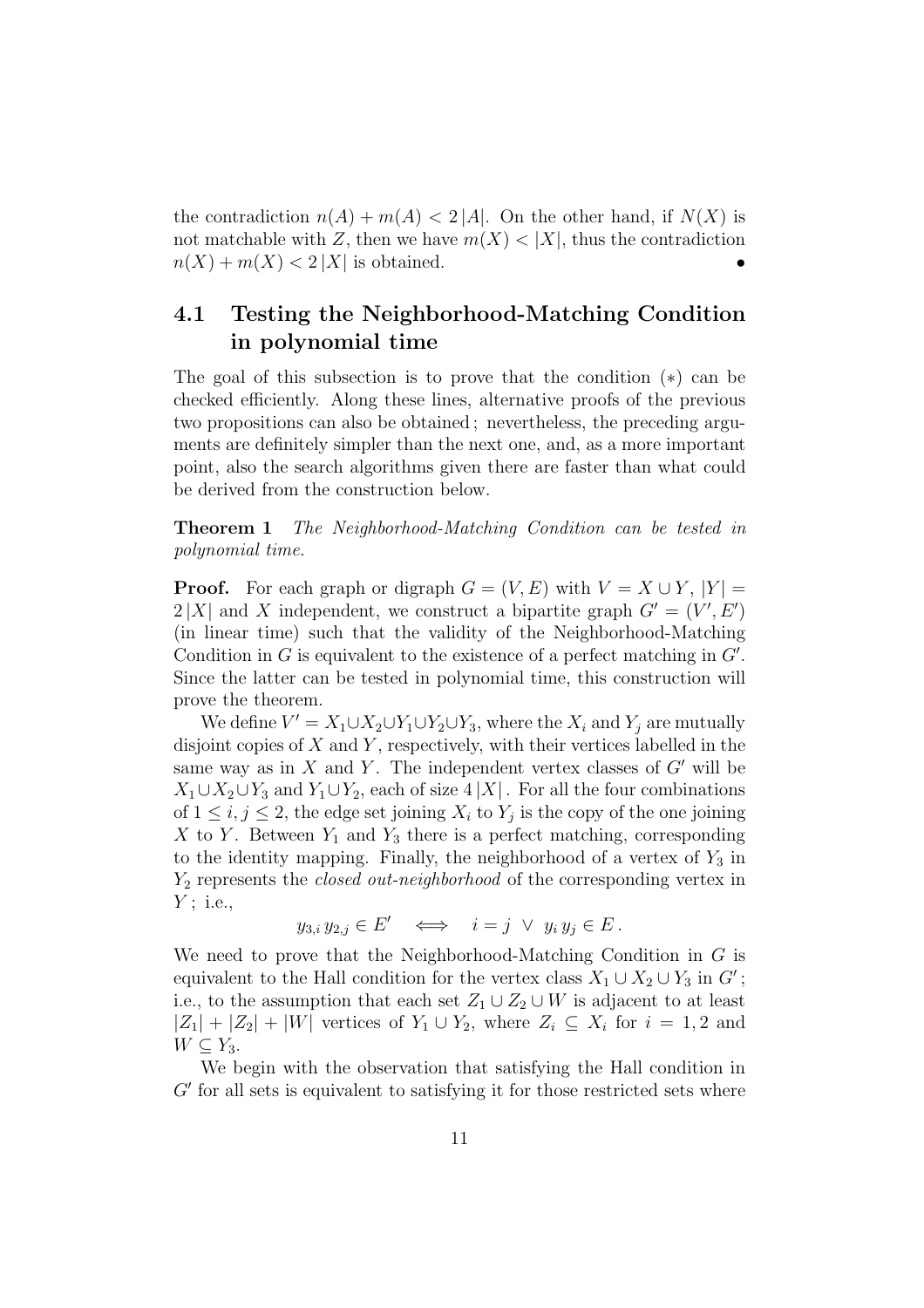the contradiction $n(A) + m(A) < 2|A|$. On the other hand, if $N(X)$ is not matchable with $Z$, then we have $m(X) < |X|$, thus the contradiction $n(X) + m(X) < 2|X|$ is obtained. •

## 4.1 Testing the Neighborhood-Matching Condition in polynomial time

The goal of this subsection is to prove that the condition $(*)$ can be checked efficiently. Along these lines, alternative proofs of the previous two propositions can also be obtained ; nevertheless, the preceding arguments are definitely simpler than the next one, and, as a more important point, also the search algorithms given there are faster than what could be derived from the construction below.

**Theorem 1** *The Neighborhood-Matching Condition can be tested in polynomial time.*

**Proof.** For each graph or digraph $G = (V, E)$ with $V = X \cup Y$, $|Y| = 2|X|$ and $X$ independent, we construct a bipartite graph $G' = (V', E')$ (in linear time) such that the validity of the Neighborhood-Matching Condition in $G$ is equivalent to the existence of a perfect matching in $G'$. Since the latter can be tested in polynomial time, this construction will prove the theorem.

We define $V' = X_1 \cup X_2 \cup Y_1 \cup Y_2 \cup Y_3$, where the $X_i$ and $Y_j$ are mutually disjoint copies of $X$ and $Y$, respectively, with their vertices labelled in the same way as in $X$ and $Y$. The independent vertex classes of $G'$ will be $X_1 \cup X_2 \cup Y_3$ and $Y_1 \cup Y_2$, each of size $4|X|$. For all the four combinations of $1 \leq i, j \leq 2$, the edge set joining $X_i$ to $Y_j$ is the copy of the one joining $X$ to $Y$. Between $Y_1$ and $Y_3$ there is a perfect matching, corresponding to the identity mapping. Finally, the neighborhood of a vertex of $Y_3$ in $Y_2$ represents the *closed out-neighborhood* of the corresponding vertex in $Y$ ; i.e.,

$$y_{3,i}\, y_{2,j} \in E' \iff i = j \ \vee \ y_i\, y_j \in E\,.$$

We need to prove that the Neighborhood-Matching Condition in $G$ is equivalent to the Hall condition for the vertex class $X_1 \cup X_2 \cup Y_3$ in $G'$ ; i.e., to the assumption that each set $Z_1 \cup Z_2 \cup W$ is adjacent to at least $|Z_1| + |Z_2| + |W|$ vertices of $Y_1 \cup Y_2$, where $Z_i \subseteq X_i$ for $i = 1, 2$ and $W \subseteq Y_3$.

We begin with the observation that satisfying the Hall condition in $G'$ for all sets is equivalent to satisfying it for those restricted sets where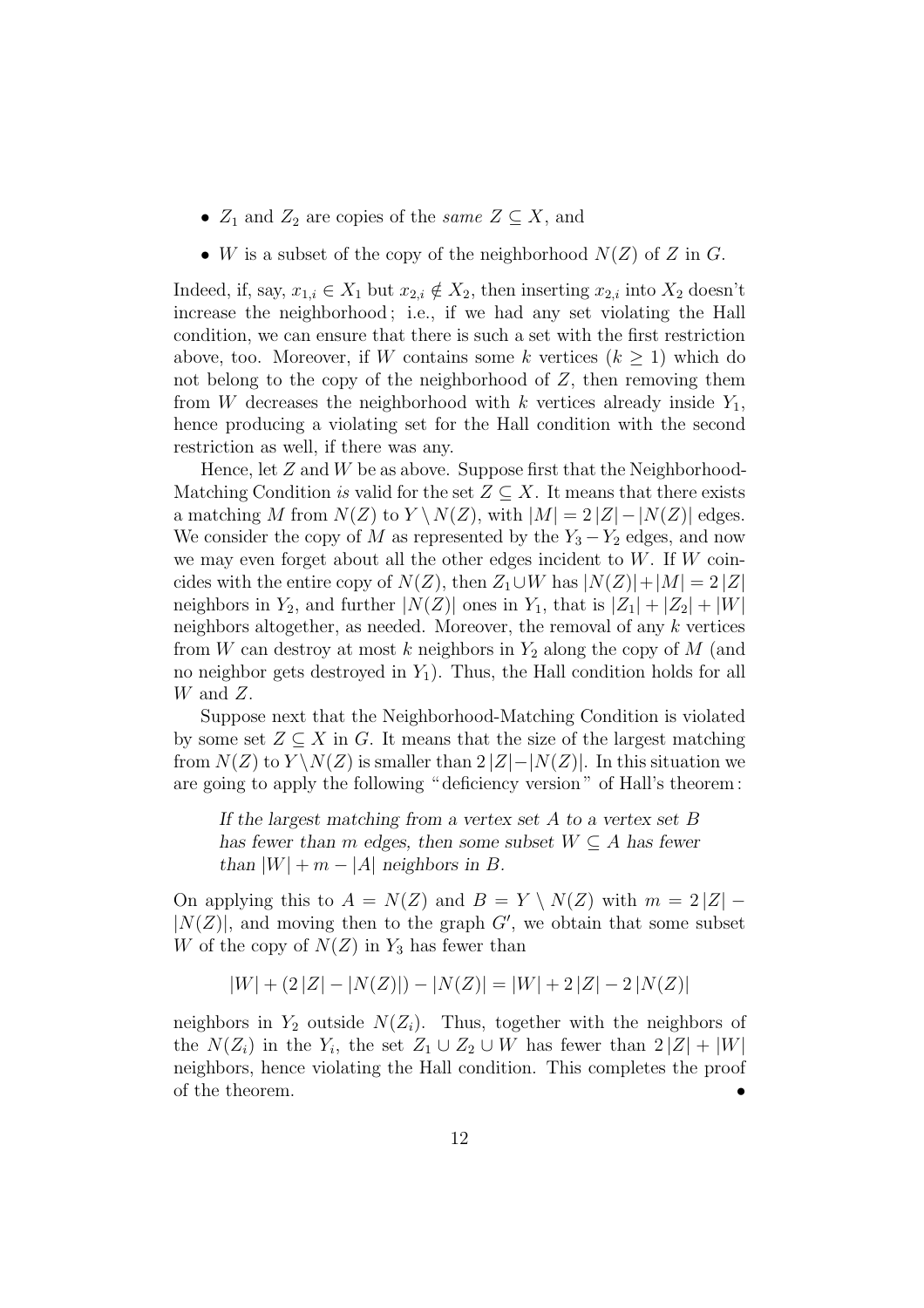- $Z_1$ and $Z_2$ are copies of the *same* $Z \subseteq X$, and
- $W$ is a subset of the copy of the neighborhood $N(Z)$ of $Z$ in $G$.

Indeed, if, say, $x_{1,i} \in X_1$ but $x_{2,i} \notin X_2$, then inserting $x_{2,i}$ into $X_2$ doesn't increase the neighborhood; i.e., if we had any set violating the Hall condition, we can ensure that there is such a set with the first restriction above, too. Moreover, if $W$ contains some $k$ vertices ($k \geq 1$) which do not belong to the copy of the neighborhood of $Z$, then removing them from $W$ decreases the neighborhood with $k$ vertices already inside $Y_1$, hence producing a violating set for the Hall condition with the second restriction as well, if there was any.

Hence, let $Z$ and $W$ be as above. Suppose first that the Neighborhood-Matching Condition *is* valid for the set $Z \subseteq X$. It means that there exists a matching $M$ from $N(Z)$ to $Y \setminus N(Z)$, with $|M| = 2\,|Z| - |N(Z)|$ edges. We consider the copy of $M$ as represented by the $Y_3 - Y_2$ edges, and now we may even forget about all the other edges incident to $W$. If $W$ coincides with the entire copy of $N(Z)$, then $Z_1 \cup W$ has $|N(Z)| + |M| = 2\,|Z|$ neighbors in $Y_2$, and further $|N(Z)|$ ones in $Y_1$, that is $|Z_1| + |Z_2| + |W|$ neighbors altogether, as needed. Moreover, the removal of any $k$ vertices from $W$ can destroy at most $k$ neighbors in $Y_2$ along the copy of $M$ (and no neighbor gets destroyed in $Y_1$). Thus, the Hall condition holds for all $W$ and $Z$.

Suppose next that the Neighborhood-Matching Condition is violated by some set $Z \subseteq X$ in $G$. It means that the size of the largest matching from $N(Z)$ to $Y \setminus N(Z)$ is smaller than $2\,|Z| - |N(Z)|$. In this situation we are going to apply the following "deficiency version" of Hall's theorem:

> *If the largest matching from a vertex set $A$ to a vertex set $B$ has fewer than $m$ edges, then some subset $W \subseteq A$ has fewer than $|W| + m - |A|$ neighbors in $B$.*

On applying this to $A = N(Z)$ and $B = Y \setminus N(Z)$ with $m = 2\,|Z| - |N(Z)|$, and moving then to the graph $G'$, we obtain that some subset $W$ of the copy of $N(Z)$ in $Y_3$ has fewer than

$$|W| + (2\,|Z| - |N(Z)|) - |N(Z)| = |W| + 2\,|Z| - 2\,|N(Z)|$$

neighbors in $Y_2$ outside $N(Z_i)$. Thus, together with the neighbors of the $N(Z_i)$ in the $Y_i$, the set $Z_1 \cup Z_2 \cup W$ has fewer than $2\,|Z| + |W|$ neighbors, hence violating the Hall condition. This completes the proof of the theorem. •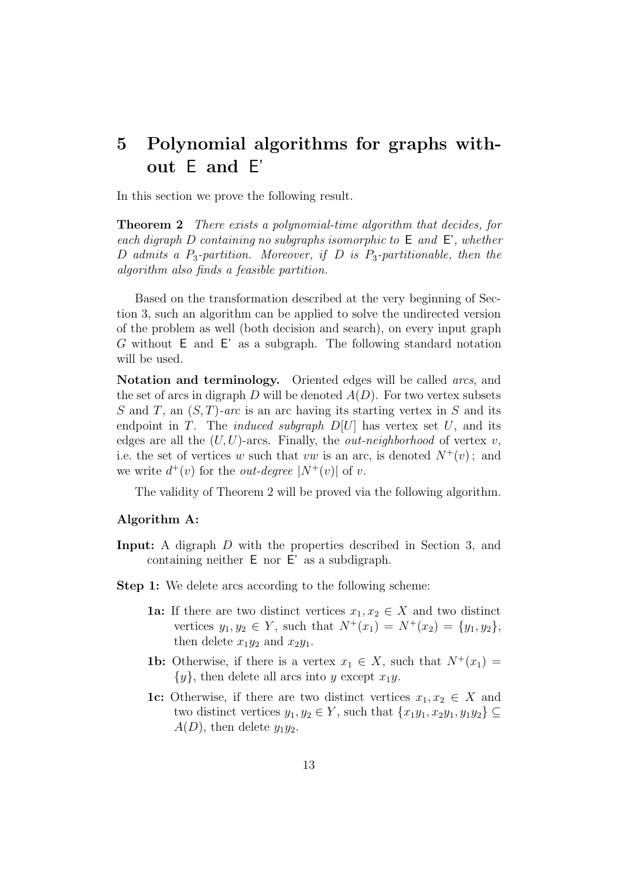# 5 Polynomial algorithms for graphs without E and E'

In this section we prove the following result.

**Theorem 2** *There exists a polynomial-time algorithm that decides, for each digraph $D$ containing no subgraphs isomorphic to* E *and* E'*, whether $D$ admits a $P_3$-partition. Moreover, if $D$ is $P_3$-partitionable, then the algorithm also finds a feasible partition.*

Based on the transformation described at the very beginning of Section 3, such an algorithm can be applied to solve the undirected version of the problem as well (both decision and search), on every input graph $G$ without E and E' as a subgraph. The following standard notation will be used.

**Notation and terminology.** Oriented edges will be called *arcs*, and the set of arcs in digraph $D$ will be denoted $A(D)$. For two vertex subsets $S$ and $T$, an $(S,T)$*-arc* is an arc having its starting vertex in $S$ and its endpoint in $T$. The *induced subgraph* $D[U]$ has vertex set $U$, and its edges are all the $(U,U)$-arcs. Finally, the *out-neighborhood* of vertex $v$, i.e. the set of vertices $w$ such that $vw$ is an arc, is denoted $N^+(v)$; and we write $d^+(v)$ for the *out-degree* $|N^+(v)|$ of $v$.

The validity of Theorem 2 will be proved via the following algorithm.

**Algorithm A:**

**Input:** A digraph $D$ with the properties described in Section 3, and containing neither E nor E' as a subdigraph.

**Step 1:** We delete arcs according to the following scheme:

- **1a:** If there are two distinct vertices $x_1, x_2 \in X$ and two distinct vertices $y_1, y_2 \in Y$, such that $N^+(x_1) = N^+(x_2) = \{y_1, y_2\}$, then delete $x_1y_2$ and $x_2y_1$.
- **1b:** Otherwise, if there is a vertex $x_1 \in X$, such that $N^+(x_1) = \{y\}$, then delete all arcs into $y$ except $x_1y$.
- **1c:** Otherwise, if there are two distinct vertices $x_1, x_2 \in X$ and two distinct vertices $y_1, y_2 \in Y$, such that $\{x_1y_1, x_2y_1, y_1y_2\} \subseteq A(D)$, then delete $y_1y_2$.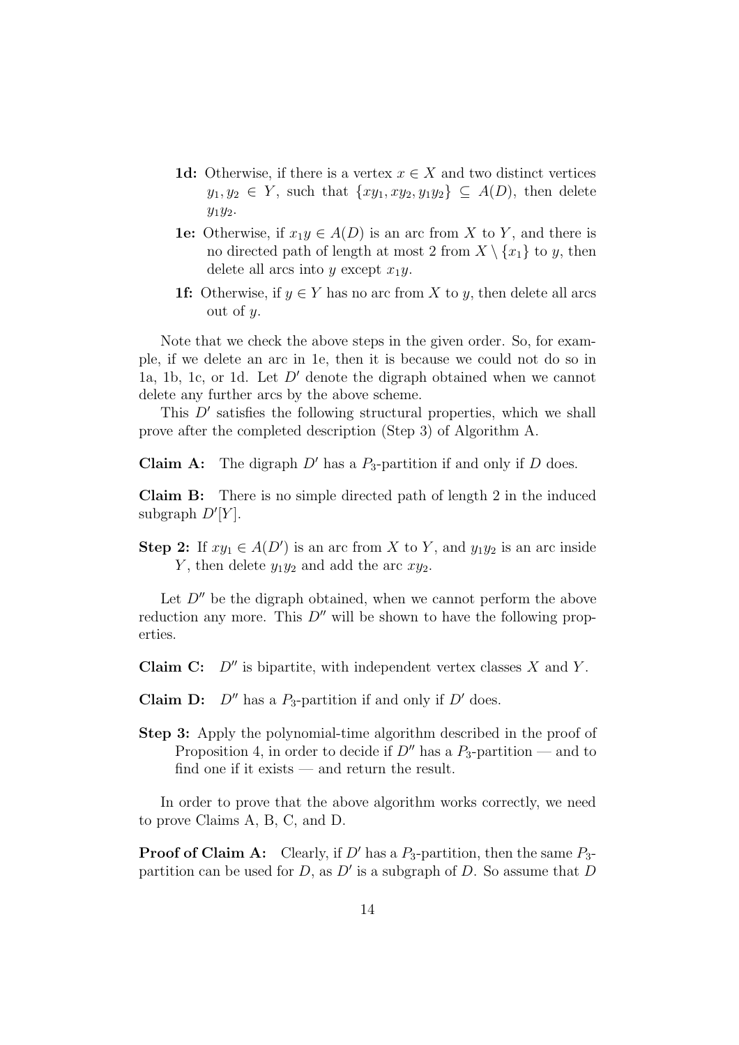- **1d:** Otherwise, if there is a vertex $x \in X$ and two distinct vertices $y_1, y_2 \in Y$, such that $\{xy_1, xy_2, y_1y_2\} \subseteq A(D)$, then delete $y_1y_2$.
- **1e:** Otherwise, if $x_1y \in A(D)$ is an arc from $X$ to $Y$, and there is no directed path of length at most 2 from $X \setminus \{x_1\}$ to $y$, then delete all arcs into $y$ except $x_1y$.
- **1f:** Otherwise, if $y \in Y$ has no arc from $X$ to $y$, then delete all arcs out of $y$.

Note that we check the above steps in the given order. So, for example, if we delete an arc in 1e, then it is because we could not do so in 1a, 1b, 1c, or 1d. Let $D'$ denote the digraph obtained when we cannot delete any further arcs by the above scheme.

This $D'$ satisfies the following structural properties, which we shall prove after the completed description (Step 3) of Algorithm A.

**Claim A:** The digraph $D'$ has a $P_3$-partition if and only if $D$ does.

**Claim B:** There is no simple directed path of length 2 in the induced subgraph $D'[Y]$.

**Step 2:** If $xy_1 \in A(D')$ is an arc from $X$ to $Y$, and $y_1y_2$ is an arc inside $Y$, then delete $y_1y_2$ and add the arc $xy_2$.

Let $D''$ be the digraph obtained, when we cannot perform the above reduction any more. This $D''$ will be shown to have the following properties.

**Claim C:** $D''$ is bipartite, with independent vertex classes $X$ and $Y$.

**Claim D:** $D''$ has a $P_3$-partition if and only if $D'$ does.

**Step 3:** Apply the polynomial-time algorithm described in the proof of Proposition 4, in order to decide if $D''$ has a $P_3$-partition — and to find one if it exists — and return the result.

In order to prove that the above algorithm works correctly, we need to prove Claims A, B, C, and D.

**Proof of Claim A:** Clearly, if $D'$ has a $P_3$-partition, then the same $P_3$-partition can be used for $D$, as $D'$ is a subgraph of $D$. So assume that $D$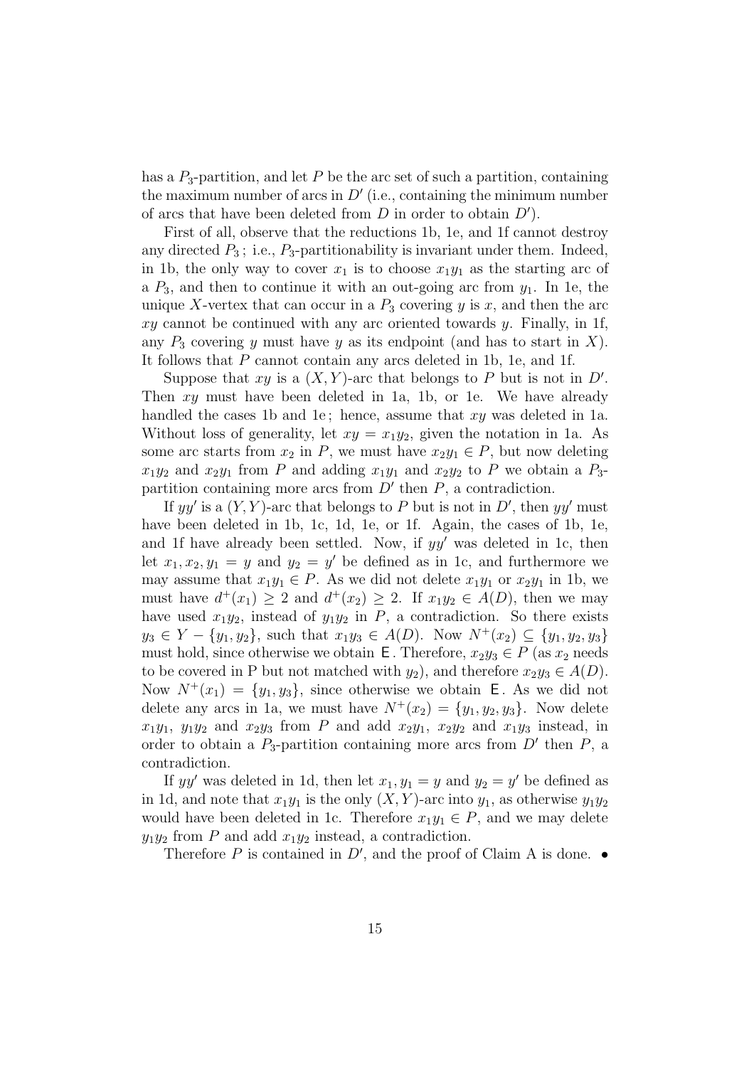has a $P_3$-partition, and let $P$ be the arc set of such a partition, containing the maximum number of arcs in $D'$ (i.e., containing the minimum number of arcs that have been deleted from $D$ in order to obtain $D'$).

First of all, observe that the reductions 1b, 1e, and 1f cannot destroy any directed $P_3$; i.e., $P_3$-partitionability is invariant under them. Indeed, in 1b, the only way to cover $x_1$ is to choose $x_1y_1$ as the starting arc of a $P_3$, and then to continue it with an out-going arc from $y_1$. In 1e, the unique $X$-vertex that can occur in a $P_3$ covering $y$ is $x$, and then the arc $xy$ cannot be continued with any arc oriented towards $y$. Finally, in 1f, any $P_3$ covering $y$ must have $y$ as its endpoint (and has to start in $X$). It follows that $P$ cannot contain any arcs deleted in 1b, 1e, and 1f.

Suppose that $xy$ is a $(X,Y)$-arc that belongs to $P$ but is not in $D'$. Then $xy$ must have been deleted in 1a, 1b, or 1e. We have already handled the cases 1b and 1e; hence, assume that $xy$ was deleted in 1a. Without loss of generality, let $xy = x_1y_2$, given the notation in 1a. As some arc starts from $x_2$ in $P$, we must have $x_2y_1 \in P$, but now deleting $x_1y_2$ and $x_2y_1$ from $P$ and adding $x_1y_1$ and $x_2y_2$ to $P$ we obtain a $P_3$-partition containing more arcs from $D'$ then $P$, a contradiction.

If $yy'$ is a $(Y,Y)$-arc that belongs to $P$ but is not in $D'$, then $yy'$ must have been deleted in 1b, 1c, 1d, 1e, or 1f. Again, the cases of 1b, 1e, and 1f have already been settled. Now, if $yy'$ was deleted in 1c, then let $x_1, x_2, y_1 = y$ and $y_2 = y'$ be defined as in 1c, and furthermore we may assume that $x_1y_1 \in P$. As we did not delete $x_1y_1$ or $x_2y_1$ in 1b, we must have $d^+(x_1) \geq 2$ and $d^+(x_2) \geq 2$. If $x_1y_2 \in A(D)$, then we may have used $x_1y_2$, instead of $y_1y_2$ in $P$, a contradiction. So there exists $y_3 \in Y - \{y_1, y_2\}$, such that $x_1y_3 \in A(D)$. Now $N^+(x_2) \subseteq \{y_1, y_2, y_3\}$ must hold, since otherwise we obtain $\mathsf{E}$. Therefore, $x_2y_3 \in P$ (as $x_2$ needs to be covered in P but not matched with $y_2$), and therefore $x_2y_3 \in A(D)$. Now $N^+(x_1) = \{y_1, y_3\}$, since otherwise we obtain $\mathsf{E}$. As we did not delete any arcs in 1a, we must have $N^+(x_2) = \{y_1, y_2, y_3\}$. Now delete $x_1y_1$, $y_1y_2$ and $x_2y_3$ from $P$ and add $x_2y_1$, $x_2y_2$ and $x_1y_3$ instead, in order to obtain a $P_3$-partition containing more arcs from $D'$ then $P$, a contradiction.

If $yy'$ was deleted in 1d, then let $x_1, y_1 = y$ and $y_2 = y'$ be defined as in 1d, and note that $x_1y_1$ is the only $(X,Y)$-arc into $y_1$, as otherwise $y_1y_2$ would have been deleted in 1c. Therefore $x_1y_1 \in P$, and we may delete $y_1y_2$ from $P$ and add $x_1y_2$ instead, a contradiction.

Therefore $P$ is contained in $D'$, and the proof of Claim A is done. •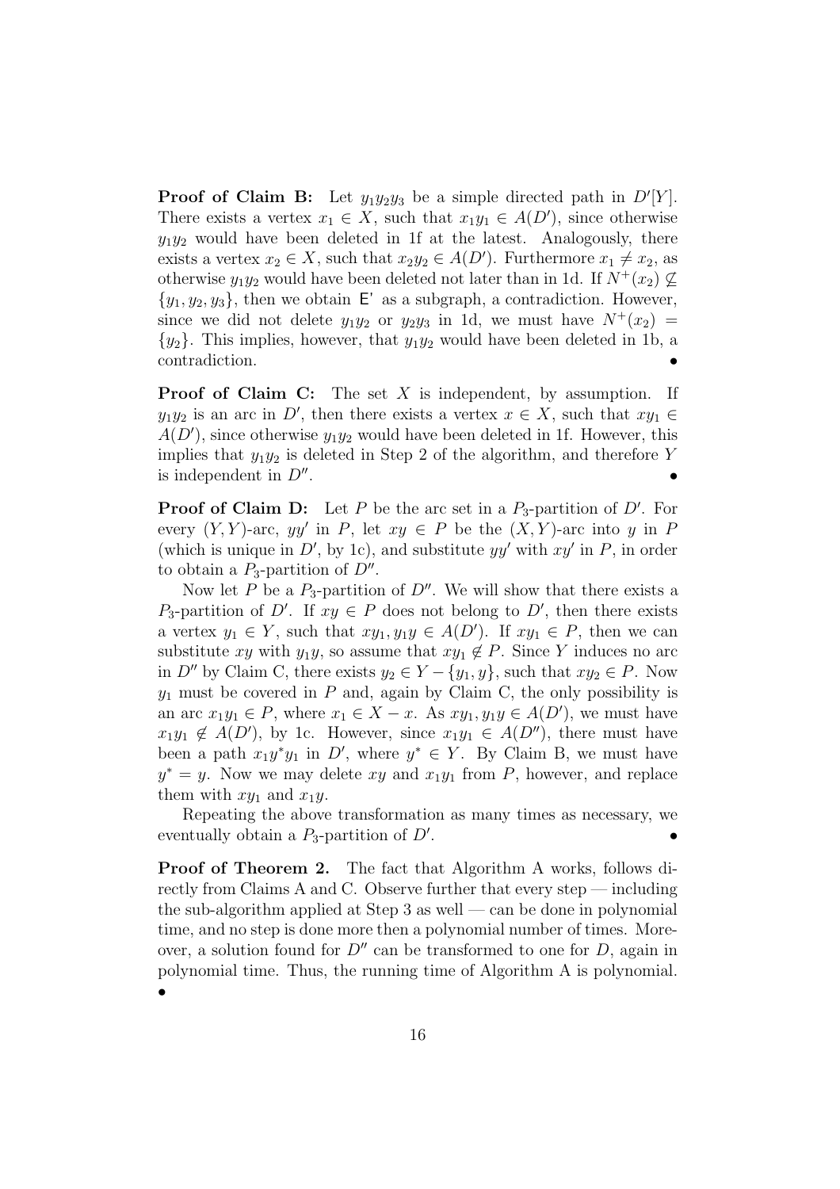**Proof of Claim B:** Let $y_1y_2y_3$ be a simple directed path in $D'[Y]$. There exists a vertex $x_1 \in X$, such that $x_1y_1 \in A(D')$, since otherwise $y_1y_2$ would have been deleted in 1f at the latest. Analogously, there exists a vertex $x_2 \in X$, such that $x_2y_2 \in A(D')$. Furthermore $x_1 \neq x_2$, as otherwise $y_1y_2$ would have been deleted not later than in 1d. If $N^+(x_2) \not\subseteq \{y_1, y_2, y_3\}$, then we obtain $\mathsf{E}'$ as a subgraph, a contradiction. However, since we did not delete $y_1y_2$ or $y_2y_3$ in 1d, we must have $N^+(x_2) = \{y_2\}$. This implies, however, that $y_1y_2$ would have been deleted in 1b, a contradiction. •

**Proof of Claim C:** The set $X$ is independent, by assumption. If $y_1y_2$ is an arc in $D'$, then there exists a vertex $x \in X$, such that $xy_1 \in A(D')$, since otherwise $y_1y_2$ would have been deleted in 1f. However, this implies that $y_1y_2$ is deleted in Step 2 of the algorithm, and therefore $Y$ is independent in $D''$. •

**Proof of Claim D:** Let $P$ be the arc set in a $P_3$-partition of $D'$. For every $(Y,Y)$-arc, $yy'$ in $P$, let $xy \in P$ be the $(X,Y)$-arc into $y$ in $P$ (which is unique in $D'$, by 1c), and substitute $yy'$ with $xy'$ in $P$, in order to obtain a $P_3$-partition of $D''$.

Now let $P$ be a $P_3$-partition of $D''$. We will show that there exists a $P_3$-partition of $D'$. If $xy \in P$ does not belong to $D'$, then there exists a vertex $y_1 \in Y$, such that $xy_1, y_1y \in A(D')$. If $xy_1 \in P$, then we can substitute $xy$ with $y_1y$, so assume that $xy_1 \notin P$. Since $Y$ induces no arc in $D''$ by Claim C, there exists $y_2 \in Y - \{y_1, y\}$, such that $xy_2 \in P$. Now $y_1$ must be covered in $P$ and, again by Claim C, the only possibility is an arc $x_1y_1 \in P$, where $x_1 \in X - x$. As $xy_1, y_1y \in A(D')$, we must have $x_1y_1 \notin A(D')$, by 1c. However, since $x_1y_1 \in A(D'')$, there must have been a path $x_1y^*y_1$ in $D'$, where $y^* \in Y$. By Claim B, we must have $y^* = y$. Now we may delete $xy$ and $x_1y_1$ from $P$, however, and replace them with $xy_1$ and $x_1y$.

Repeating the above transformation as many times as necessary, we eventually obtain a $P_3$-partition of $D'$. •

**Proof of Theorem 2.** The fact that Algorithm A works, follows directly from Claims A and C. Observe further that every step — including the sub-algorithm applied at Step 3 as well — can be done in polynomial time, and no step is done more then a polynomial number of times. Moreover, a solution found for $D''$ can be transformed to one for $D$, again in polynomial time. Thus, the running time of Algorithm A is polynomial. •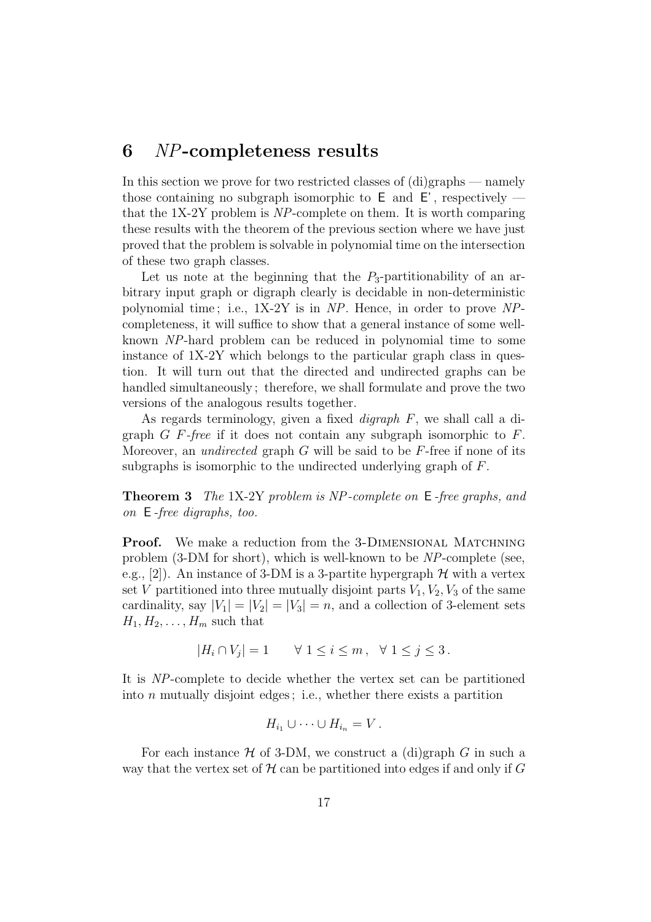# 6 *NP*-completeness results

In this section we prove for two restricted classes of (di)graphs — namely those containing no subgraph isomorphic to E and E', respectively — that the 1X-2Y problem is *NP*-complete on them. It is worth comparing these results with the theorem of the previous section where we have just proved that the problem is solvable in polynomial time on the intersection of these two graph classes.

Let us note at the beginning that the $P_3$-partitionability of an arbitrary input graph or digraph clearly is decidable in non-deterministic polynomial time ; i.e., 1X-2Y is in *NP*. Hence, in order to prove *NP*-completeness, it will suffice to show that a general instance of some well-known *NP*-hard problem can be reduced in polynomial time to some instance of 1X-2Y which belongs to the particular graph class in question. It will turn out that the directed and undirected graphs can be handled simultaneously ; therefore, we shall formulate and prove the two versions of the analogous results together.

As regards terminology, given a fixed *digraph* $F$, we shall call a digraph $G$ $F$*-free* if it does not contain any subgraph isomorphic to $F$. Moreover, an *undirected* graph $G$ will be said to be $F$-free if none of its subgraphs is isomorphic to the undirected underlying graph of $F$.

**Theorem 3** *The* 1X-2Y *problem is NP-complete on* E*-free graphs, and on* E*-free digraphs, too.*

**Proof.** We make a reduction from the 3-Dimensional Matchning problem (3-DM for short), which is well-known to be *NP*-complete (see, e.g., [2]). An instance of 3-DM is a 3-partite hypergraph $\mathcal{H}$ with a vertex set $V$ partitioned into three mutually disjoint parts $V_1, V_2, V_3$ of the same cardinality, say $|V_1| = |V_2| = |V_3| = n$, and a collection of 3-element sets $H_1, H_2, \ldots, H_m$ such that

$$|H_i \cap V_j| = 1 \qquad \forall\ 1 \le i \le m\,, \ \ \forall\ 1 \le j \le 3\,.$$

It is *NP*-complete to decide whether the vertex set can be partitioned into $n$ mutually disjoint edges ; i.e., whether there exists a partition

$$H_{i_1} \cup \cdots \cup H_{i_n} = V\,.$$

For each instance $\mathcal{H}$ of 3-DM, we construct a (di)graph $G$ in such a way that the vertex set of $\mathcal{H}$ can be partitioned into edges if and only if $G$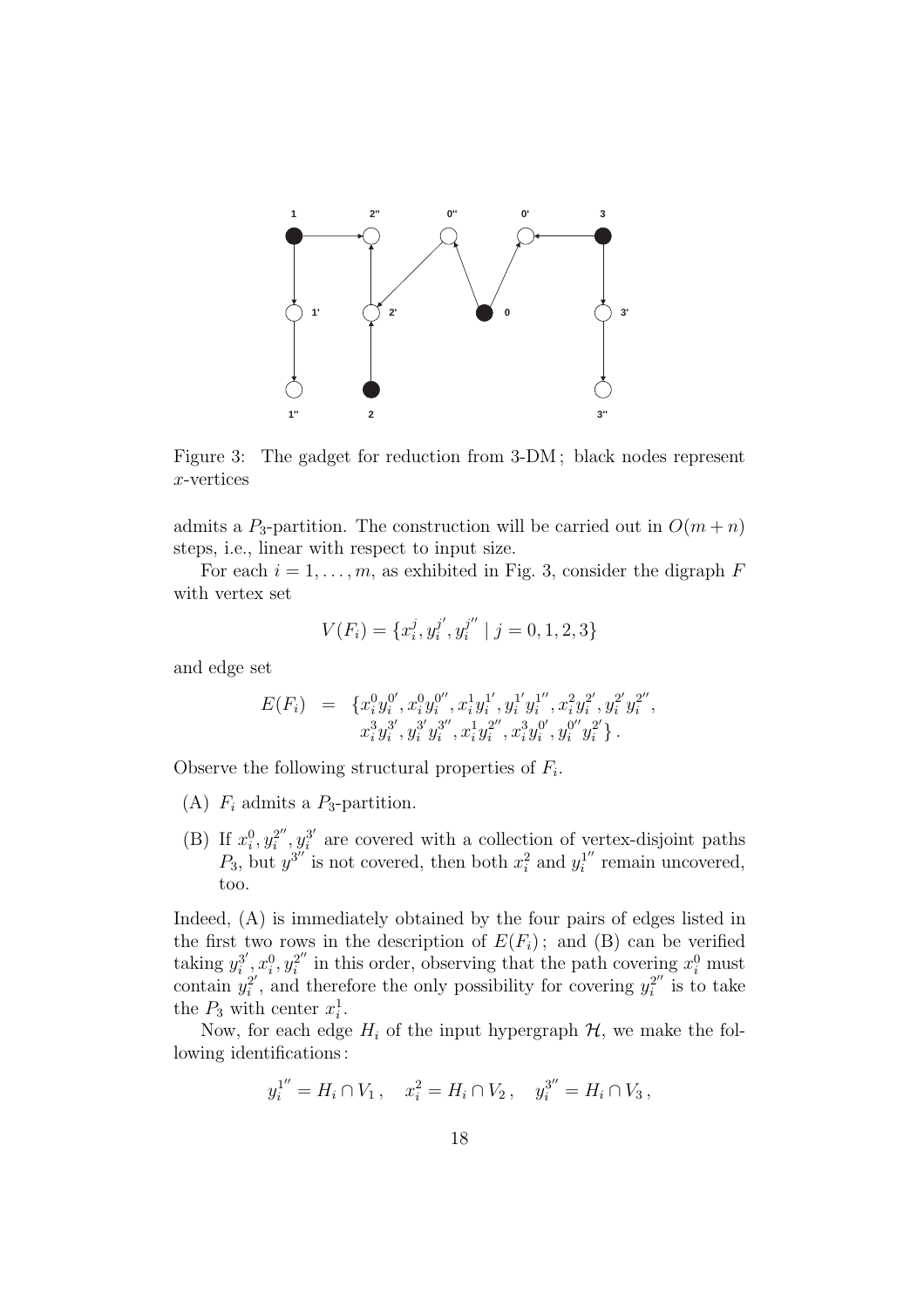Figure 3: The gadget for reduction from 3-DM ; black nodes represent $x$-vertices

admits a $P_3$-partition. The construction will be carried out in $O(m+n)$ steps, i.e., linear with respect to input size.

For each $i = 1, \ldots, m$, as exhibited in Fig. 3, consider the digraph $F$ with vertex set

$$V(F_i) = \{x_i^j, y_i^{j'}, y_i^{j''} \mid j = 0, 1, 2, 3\}$$

and edge set

$$\begin{aligned} E(F_i) \;\; = \;\; \{ & x_i^0 y_i^{0'}, x_i^0 y_i^{0''}, x_i^1 y_i^{1'}, y_i^{1'} y_i^{1''}, x_i^2 y_i^{2'}, y_i^{2'} y_i^{2''}, \\ & x_i^3 y_i^{3'}, y_i^{3'} y_i^{3''}, x_i^1 y_i^{2''}, x_i^3 y_i^{0'}, y_i^{0''} y_i^{2'} \} \, . \end{aligned}$$

Observe the following structural properties of $F_i$.

(A) $F_i$ admits a $P_3$-partition.

(B) If $x_i^0, y_i^{2''}, y_i^{3'}$ are covered with a collection of vertex-disjoint paths $P_3$, but $y^{3''}$ is not covered, then both $x_i^2$ and $y_i^{1''}$ remain uncovered, too.

Indeed, (A) is immediately obtained by the four pairs of edges listed in the first two rows in the description of $E(F_i)$ ; and (B) can be verified taking $y_i^{3'}, x_i^0, y_i^{2''}$ in this order, observing that the path covering $x_i^0$ must contain $y_i^{2'}$, and therefore the only possibility for covering $y_i^{2''}$ is to take the $P_3$ with center $x_i^1$.

Now, for each edge $H_i$ of the input hypergraph $\mathcal{H}$, we make the following identifications :

$$y_i^{1''} = H_i \cap V_1 \, , \quad x_i^2 = H_i \cap V_2 \, , \quad y_i^{3''} = H_i \cap V_3 \, ,$$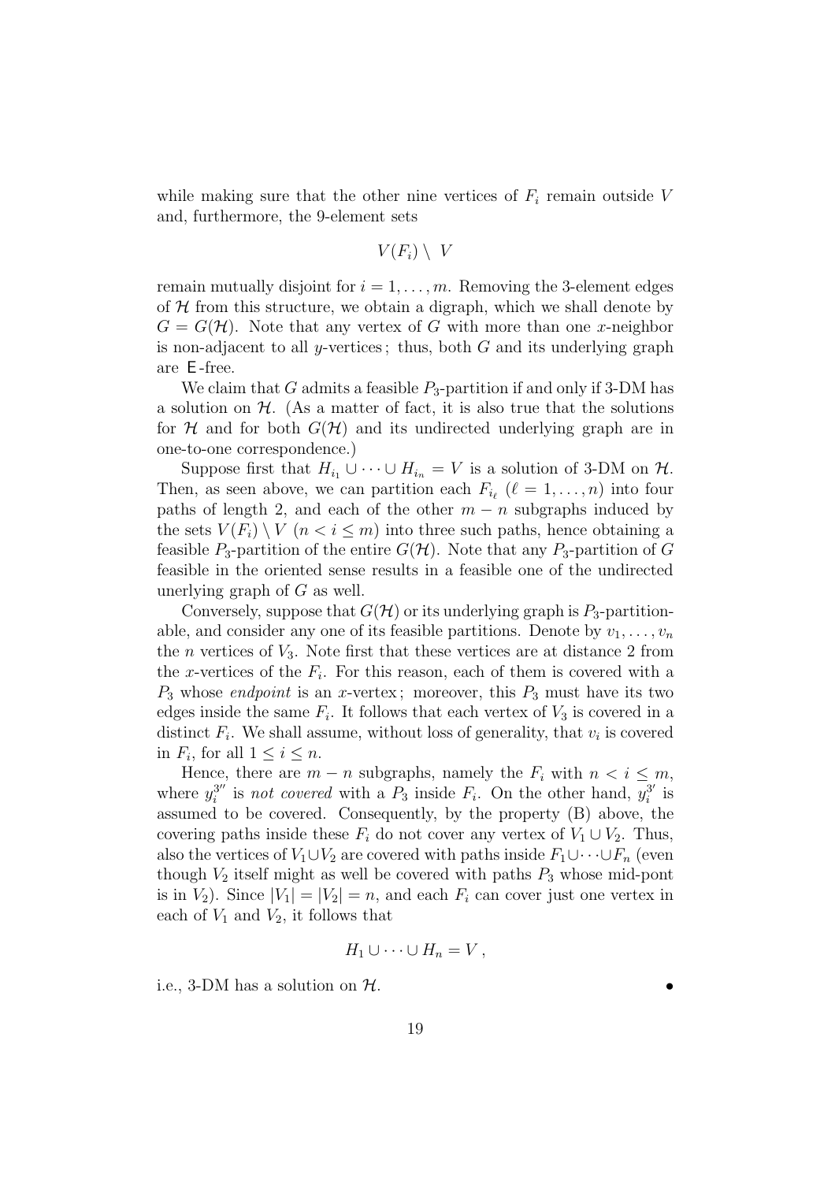while making sure that the other nine vertices of $F_i$ remain outside $V$ and, furthermore, the 9-element sets

$$V(F_i) \setminus V$$

remain mutually disjoint for $i = 1, \ldots, m$. Removing the 3-element edges of $\mathcal{H}$ from this structure, we obtain a digraph, which we shall denote by $G = G(\mathcal{H})$. Note that any vertex of $G$ with more than one $x$-neighbor is non-adjacent to all $y$-vertices ; thus, both $G$ and its underlying graph are $\mathsf{E}$-free.

We claim that $G$ admits a feasible $P_3$-partition if and only if 3-DM has a solution on $\mathcal{H}$. (As a matter of fact, it is also true that the solutions for $\mathcal{H}$ and for both $G(\mathcal{H})$ and its undirected underlying graph are in one-to-one correspondence.)

Suppose first that $H_{i_1} \cup \cdots \cup H_{i_n} = V$ is a solution of 3-DM on $\mathcal{H}$. Then, as seen above, we can partition each $F_{i_\ell}$ ($\ell = 1, \ldots, n$) into four paths of length 2, and each of the other $m - n$ subgraphs induced by the sets $V(F_i) \setminus V$ ($n < i \leq m$) into three such paths, hence obtaining a feasible $P_3$-partition of the entire $G(\mathcal{H})$. Note that any $P_3$-partition of $G$ feasible in the oriented sense results in a feasible one of the undirected unerlying graph of $G$ as well.

Conversely, suppose that $G(\mathcal{H})$ or its underlying graph is $P_3$-partitionable, and consider any one of its feasible partitions. Denote by $v_1, \ldots, v_n$ the $n$ vertices of $V_3$. Note first that these vertices are at distance 2 from the $x$-vertices of the $F_i$. For this reason, each of them is covered with a $P_3$ whose *endpoint* is an $x$-vertex ; moreover, this $P_3$ must have its two edges inside the same $F_i$. It follows that each vertex of $V_3$ is covered in a distinct $F_i$. We shall assume, without loss of generality, that $v_i$ is covered in $F_i$, for all $1 \leq i \leq n$.

Hence, there are $m - n$ subgraphs, namely the $F_i$ with $n < i \leq m$, where $y_i^{3''}$ is *not covered* with a $P_3$ inside $F_i$. On the other hand, $y_i^{3'}$ is assumed to be covered. Consequently, by the property (B) above, the covering paths inside these $F_i$ do not cover any vertex of $V_1 \cup V_2$. Thus, also the vertices of $V_1 \cup V_2$ are covered with paths inside $F_1 \cup \cdots \cup F_n$ (even though $V_2$ itself might as well be covered with paths $P_3$ whose mid-pont is in $V_2$). Since $|V_1| = |V_2| = n$, and each $F_i$ can cover just one vertex in each of $V_1$ and $V_2$, it follows that

$$H_1 \cup \cdots \cup H_n = V \, ,$$

i.e., 3-DM has a solution on $\mathcal{H}$. $\bullet$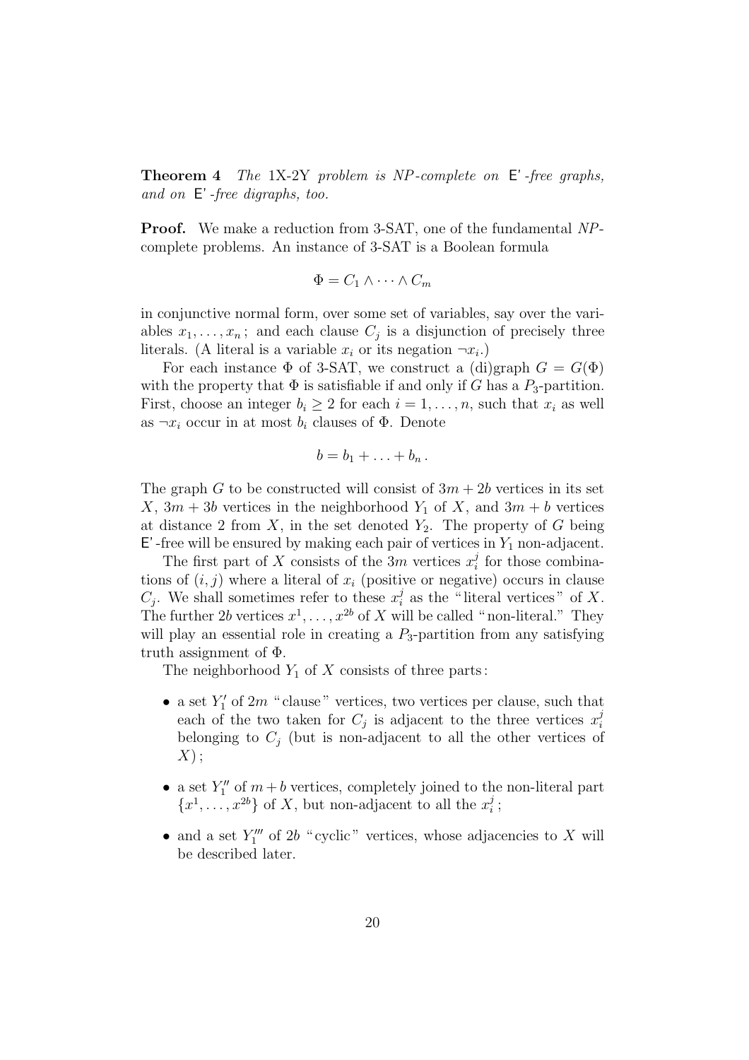**Theorem 4** *The* 1X-2Y *problem is NP-complete on* E'*-free graphs, and on* E'*-free digraphs, too.*

**Proof.** We make a reduction from 3-SAT, one of the fundamental *NP*-complete problems. An instance of 3-SAT is a Boolean formula

$$\Phi = C_1 \wedge \cdots \wedge C_m$$

in conjunctive normal form, over some set of variables, say over the variables $x_1, \ldots, x_n$ ; and each clause $C_j$ is a disjunction of precisely three literals. (A literal is a variable $x_i$ or its negation $\neg x_i$.)

For each instance $\Phi$ of 3-SAT, we construct a (di)graph $G = G(\Phi)$ with the property that $\Phi$ is satisfiable if and only if $G$ has a $P_3$-partition. First, choose an integer $b_i \geq 2$ for each $i = 1, \ldots, n$, such that $x_i$ as well as $\neg x_i$ occur in at most $b_i$ clauses of $\Phi$. Denote

$$b = b_1 + \ldots + b_n \,.$$

The graph $G$ to be constructed will consist of $3m + 2b$ vertices in its set $X$, $3m + 3b$ vertices in the neighborhood $Y_1$ of $X$, and $3m + b$ vertices at distance 2 from $X$, in the set denoted $Y_2$. The property of $G$ being E'-free will be ensured by making each pair of vertices in $Y_1$ non-adjacent.

The first part of $X$ consists of the $3m$ vertices $x_i^j$ for those combinations of $(i, j)$ where a literal of $x_i$ (positive or negative) occurs in clause $C_j$. We shall sometimes refer to these $x_i^j$ as the "literal vertices" of $X$. The further $2b$ vertices $x^1, \ldots, x^{2b}$ of $X$ will be called "non-literal." They will play an essential role in creating a $P_3$-partition from any satisfying truth assignment of $\Phi$.

The neighborhood $Y_1$ of $X$ consists of three parts:

- a set $Y_1'$ of $2m$ "clause" vertices, two vertices per clause, such that each of the two taken for $C_j$ is adjacent to the three vertices $x_i^j$ belonging to $C_j$ (but is non-adjacent to all the other vertices of $X$);
- a set $Y_1''$ of $m + b$ vertices, completely joined to the non-literal part $\{x^1, \ldots, x^{2b}\}$ of $X$, but non-adjacent to all the $x_i^j$;
- and a set $Y_1'''$ of $2b$ "cyclic" vertices, whose adjacencies to $X$ will be described later.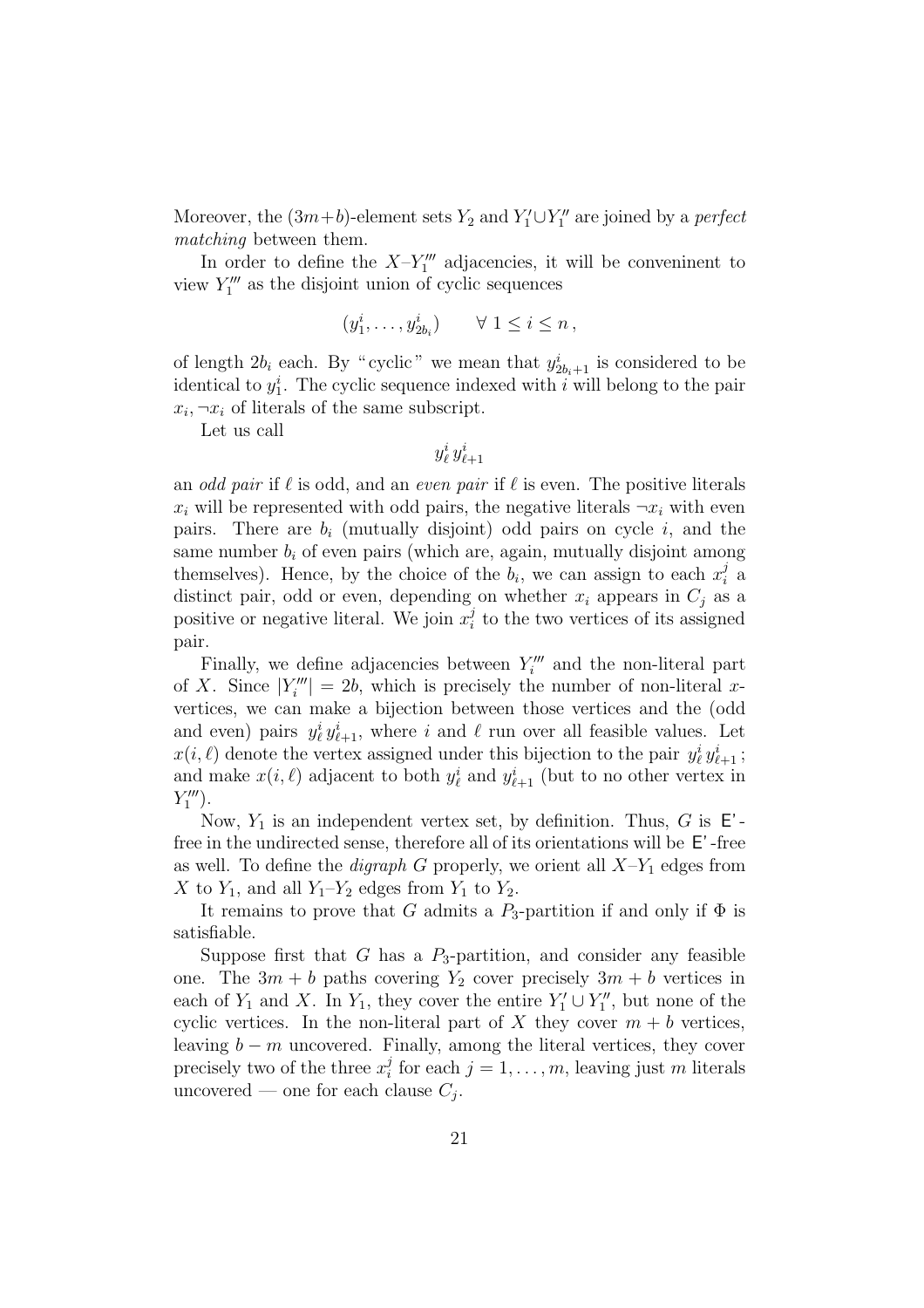Moreover, the $(3m+b)$-element sets $Y_2$ and $Y_1' \cup Y_1''$ are joined by a *perfect matching* between them.

In order to define the $X$–$Y_1'''$ adjacencies, it will be conveninent to view $Y_1'''$ as the disjoint union of cyclic sequences

$$(y_1^i, \ldots, y_{2b_i}^i) \qquad \forall\ 1 \le i \le n\,,$$

of length $2b_i$ each. By "cyclic" we mean that $y_{2b_i+1}^i$ is considered to be identical to $y_1^i$. The cyclic sequence indexed with $i$ will belong to the pair $x_i, \neg x_i$ of literals of the same subscript.

Let us call

$$y_\ell^i \, y_{\ell+1}^i$$

an *odd pair* if $\ell$ is odd, and an *even pair* if $\ell$ is even. The positive literals $x_i$ will be represented with odd pairs, the negative literals $\neg x_i$ with even pairs. There are $b_i$ (mutually disjoint) odd pairs on cycle $i$, and the same number $b_i$ of even pairs (which are, again, mutually disjoint among themselves). Hence, by the choice of the $b_i$, we can assign to each $x_i^j$ a distinct pair, odd or even, depending on whether $x_i$ appears in $C_j$ as a positive or negative literal. We join $x_i^j$ to the two vertices of its assigned pair.

Finally, we define adjacencies between $Y_i'''$ and the non-literal part of $X$. Since $|Y_i'''| = 2b$, which is precisely the number of non-literal $x$-vertices, we can make a bijection between those vertices and the (odd and even) pairs $y_\ell^i \, y_{\ell+1}^i$, where $i$ and $\ell$ run over all feasible values. Let $x(i,\ell)$ denote the vertex assigned under this bijection to the pair $y_\ell^i \, y_{\ell+1}^i$ ; and make $x(i,\ell)$ adjacent to both $y_\ell^i$ and $y_{\ell+1}^i$ (but to no other vertex in $Y_1'''$).

Now, $Y_1$ is an independent vertex set, by definition. Thus, $G$ is E'-free in the undirected sense, therefore all of its orientations will be E'-free as well. To define the *digraph* $G$ properly, we orient all $X$–$Y_1$ edges from $X$ to $Y_1$, and all $Y_1$–$Y_2$ edges from $Y_1$ to $Y_2$.

It remains to prove that $G$ admits a $P_3$-partition if and only if $\Phi$ is satisfiable.

Suppose first that $G$ has a $P_3$-partition, and consider any feasible one. The $3m+b$ paths covering $Y_2$ cover precisely $3m+b$ vertices in each of $Y_1$ and $X$. In $Y_1$, they cover the entire $Y_1' \cup Y_1''$, but none of the cyclic vertices. In the non-literal part of $X$ they cover $m+b$ vertices, leaving $b-m$ uncovered. Finally, among the literal vertices, they cover precisely two of the three $x_i^j$ for each $j = 1, \ldots, m$, leaving just $m$ literals uncovered — one for each clause $C_j$.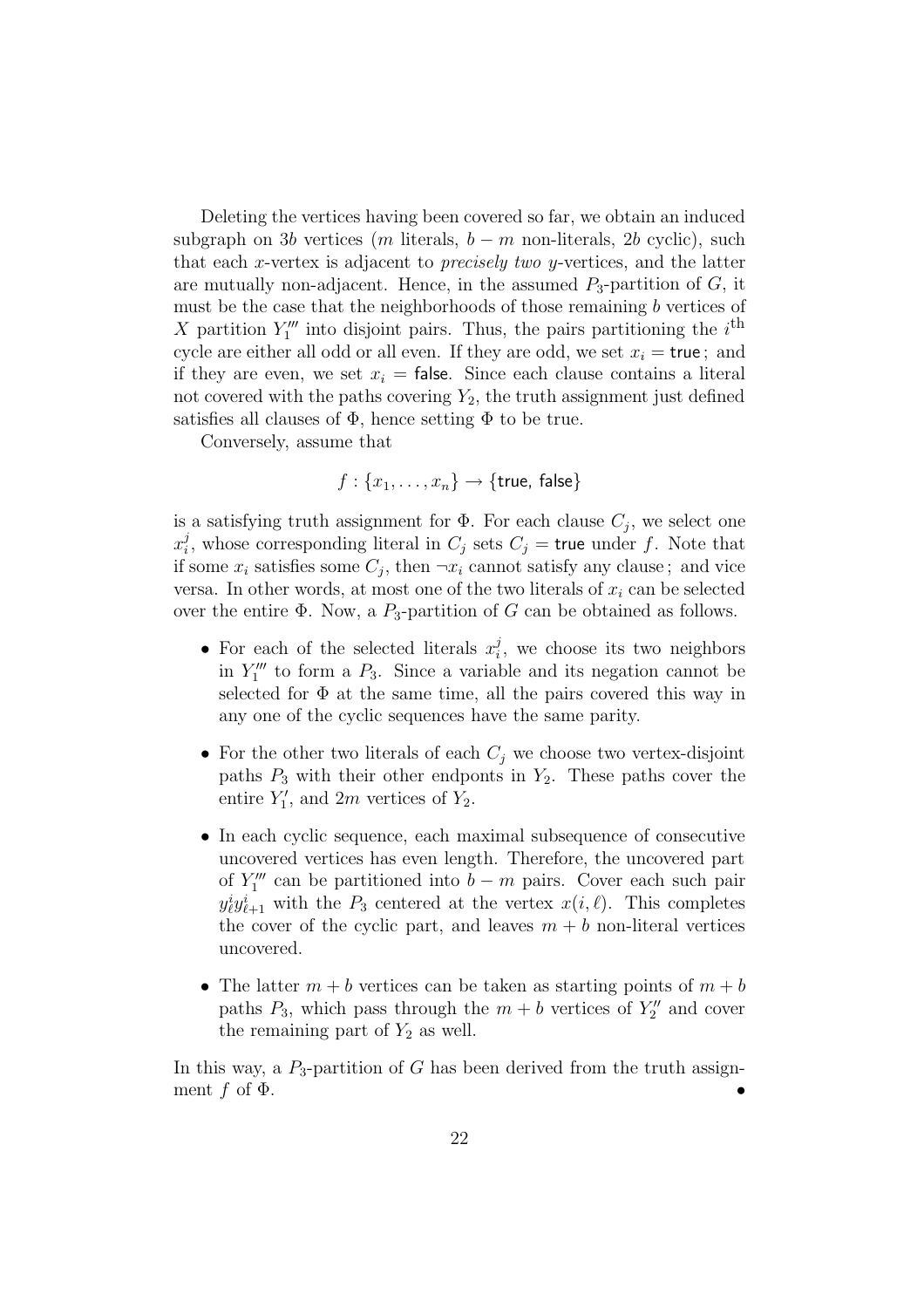Deleting the vertices having been covered so far, we obtain an induced subgraph on $3b$ vertices ($m$ literals, $b-m$ non-literals, $2b$ cyclic), such that each $x$-vertex is adjacent to *precisely two* $y$-vertices, and the latter are mutually non-adjacent. Hence, in the assumed $P_3$-partition of $G$, it must be the case that the neighborhoods of those remaining $b$ vertices of $X$ partition $Y_1'''$ into disjoint pairs. Thus, the pairs partitioning the $i^{\text{th}}$ cycle are either all odd or all even. If they are odd, we set $x_i = \mathsf{true}$ ; and if they are even, we set $x_i = \mathsf{false}$. Since each clause contains a literal not covered with the paths covering $Y_2$, the truth assignment just defined satisfies all clauses of $\Phi$, hence setting $\Phi$ to be true.

Conversely, assume that

$$f : \{x_1, \ldots, x_n\} \to \{\mathsf{true},\ \mathsf{false}\}$$

is a satisfying truth assignment for $\Phi$. For each clause $C_j$, we select one $x_i^j$, whose corresponding literal in $C_j$ sets $C_j = \mathsf{true}$ under $f$. Note that if some $x_i$ satisfies some $C_j$, then $\neg x_i$ cannot satisfy any clause ; and vice versa. In other words, at most one of the two literals of $x_i$ can be selected over the entire $\Phi$. Now, a $P_3$-partition of $G$ can be obtained as follows.

- For each of the selected literals $x_i^j$, we choose its two neighbors in $Y_1'''$ to form a $P_3$. Since a variable and its negation cannot be selected for $\Phi$ at the same time, all the pairs covered this way in any one of the cyclic sequences have the same parity.
- For the other two literals of each $C_j$ we choose two vertex-disjoint paths $P_3$ with their other endponts in $Y_2$. These paths cover the entire $Y_1'$, and $2m$ vertices of $Y_2$.
- In each cyclic sequence, each maximal subsequence of consecutive uncovered vertices has even length. Therefore, the uncovered part of $Y_1'''$ can be partitioned into $b-m$ pairs. Cover each such pair $y_\ell^i y_{\ell+1}^i$ with the $P_3$ centered at the vertex $x(i,\ell)$. This completes the cover of the cyclic part, and leaves $m+b$ non-literal vertices uncovered.
- The latter $m+b$ vertices can be taken as starting points of $m+b$ paths $P_3$, which pass through the $m+b$ vertices of $Y_2''$ and cover the remaining part of $Y_2$ as well.

In this way, a $P_3$-partition of $G$ has been derived from the truth assignment $f$ of $\Phi$. •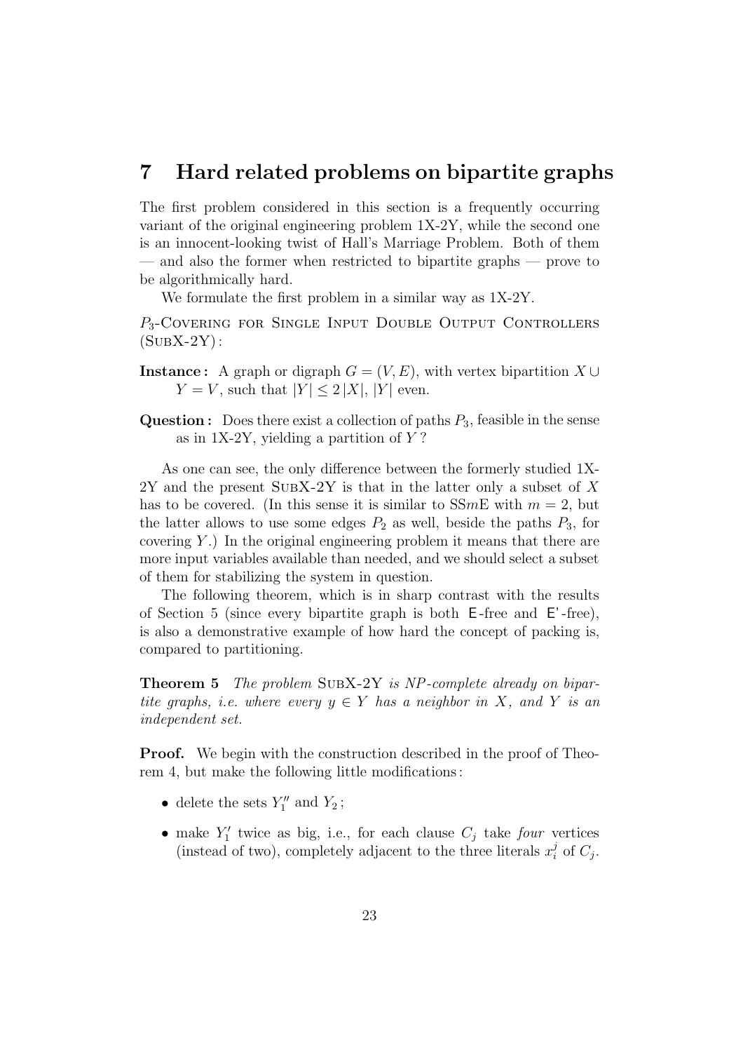# 7 Hard related problems on bipartite graphs

The first problem considered in this section is a frequently occurring variant of the original engineering problem 1X-2Y, while the second one is an innocent-looking twist of Hall's Marriage Problem. Both of them — and also the former when restricted to bipartite graphs — prove to be algorithmically hard.

We formulate the first problem in a similar way as 1X-2Y.

$P_3$-Covering for Single Input Double Output Controllers (SubX-2Y):

**Instance:** A graph or digraph $G = (V, E)$, with vertex bipartition $X \cup Y = V$, such that $|Y| \leq 2\,|X|$, $|Y|$ even.

**Question:** Does there exist a collection of paths $P_3$, feasible in the sense as in 1X-2Y, yielding a partition of $Y$?

As one can see, the only difference between the formerly studied 1X-2Y and the present SubX-2Y is that in the latter only a subset of $X$ has to be covered. (In this sense it is similar to SS$m$E with $m = 2$, but the latter allows to use some edges $P_2$ as well, beside the paths $P_3$, for covering $Y$.) In the original engineering problem it means that there are more input variables available than needed, and we should select a subset of them for stabilizing the system in question.

The following theorem, which is in sharp contrast with the results of Section 5 (since every bipartite graph is both E-free and E'-free), is also a demonstrative example of how hard the concept of packing is, compared to partitioning.

**Theorem 5** *The problem* SubX-2Y *is NP-complete already on bipartite graphs, i.e. where every $y \in Y$ has a neighbor in $X$, and $Y$ is an independent set.*

**Proof.** We begin with the construction described in the proof of Theorem 4, but make the following little modifications:

- delete the sets $Y_1''$ and $Y_2$;
- make $Y_1'$ twice as big, i.e., for each clause $C_j$ take *four* vertices (instead of two), completely adjacent to the three literals $x_i^j$ of $C_j$.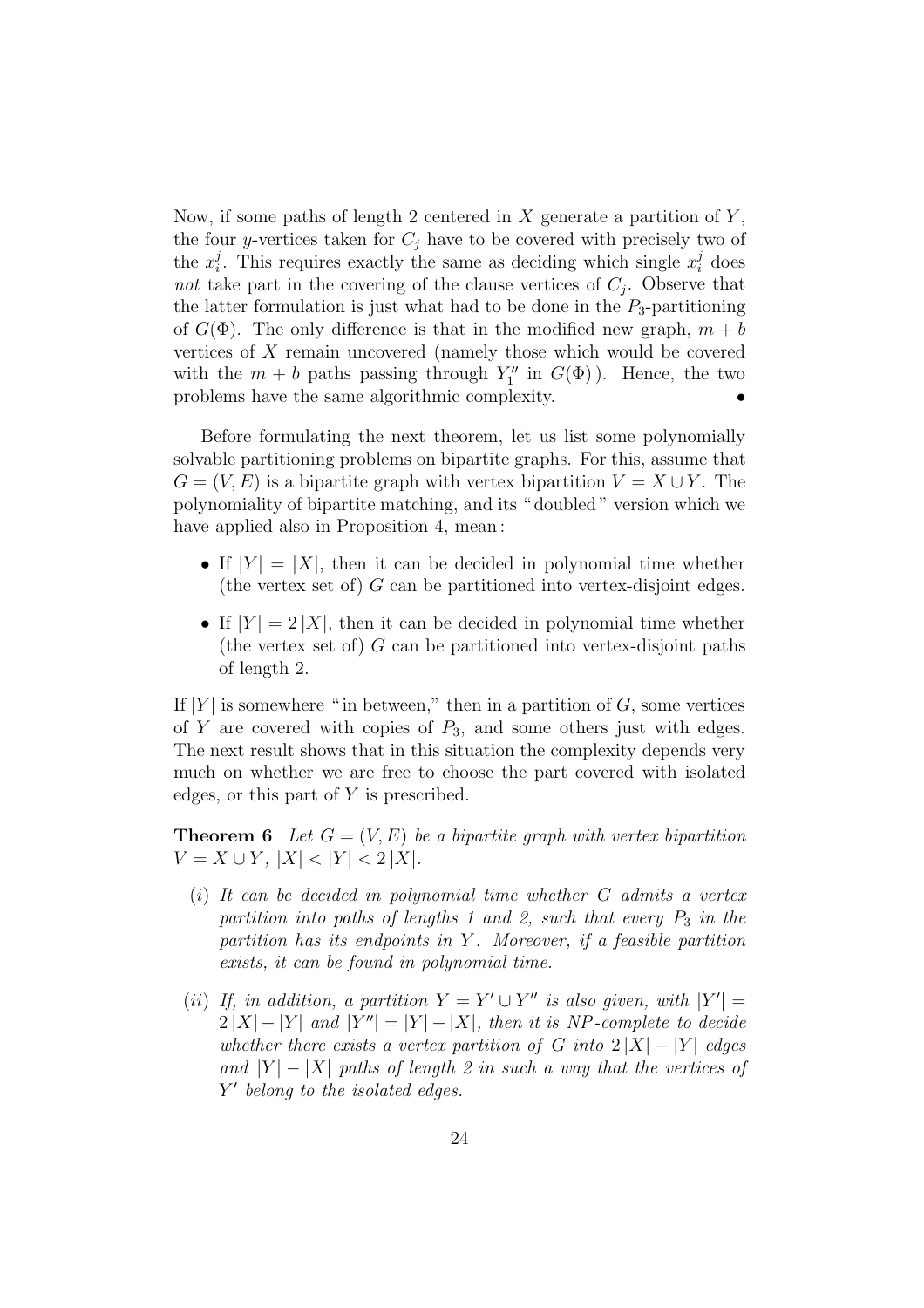Now, if some paths of length 2 centered in $X$ generate a partition of $Y$, the four $y$-vertices taken for $C_j$ have to be covered with precisely two of the $x_i^j$. This requires exactly the same as deciding which single $x_i^j$ does *not* take part in the covering of the clause vertices of $C_j$. Observe that the latter formulation is just what had to be done in the $P_3$-partitioning of $G(\Phi)$. The only difference is that in the modified new graph, $m + b$ vertices of $X$ remain uncovered (namely those which would be covered with the $m + b$ paths passing through $Y_1''$ in $G(\Phi)$ ). Hence, the two problems have the same algorithmic complexity. •

Before formulating the next theorem, let us list some polynomially solvable partitioning problems on bipartite graphs. For this, assume that $G = (V, E)$ is a bipartite graph with vertex bipartition $V = X \cup Y$. The polynomiality of bipartite matching, and its "doubled" version which we have applied also in Proposition 4, mean :

- If $|Y| = |X|$, then it can be decided in polynomial time whether (the vertex set of) $G$ can be partitioned into vertex-disjoint edges.
- If $|Y| = 2\,|X|$, then it can be decided in polynomial time whether (the vertex set of) $G$ can be partitioned into vertex-disjoint paths of length 2.

If $|Y|$ is somewhere "in between," then in a partition of $G$, some vertices of $Y$ are covered with copies of $P_3$, and some others just with edges. The next result shows that in this situation the complexity depends very much on whether we are free to choose the part covered with isolated edges, or this part of $Y$ is prescribed.

**Theorem 6** *Let $G = (V, E)$ be a bipartite graph with vertex bipartition $V = X \cup Y$, $|X| < |Y| < 2\,|X|$.*

- $(i)$ *It can be decided in polynomial time whether $G$ admits a vertex partition into paths of lengths 1 and 2, such that every $P_3$ in the partition has its endpoints in $Y$. Moreover, if a feasible partition exists, it can be found in polynomial time.*
- $(ii)$ *If, in addition, a partition $Y = Y' \cup Y''$ is also given, with $|Y'| = 2\,|X| - |Y|$ and $|Y''| = |Y| - |X|$, then it is NP-complete to decide whether there exists a vertex partition of $G$ into $2\,|X| - |Y|$ edges and $|Y| - |X|$ paths of length 2 in such a way that the vertices of $Y'$ belong to the isolated edges.*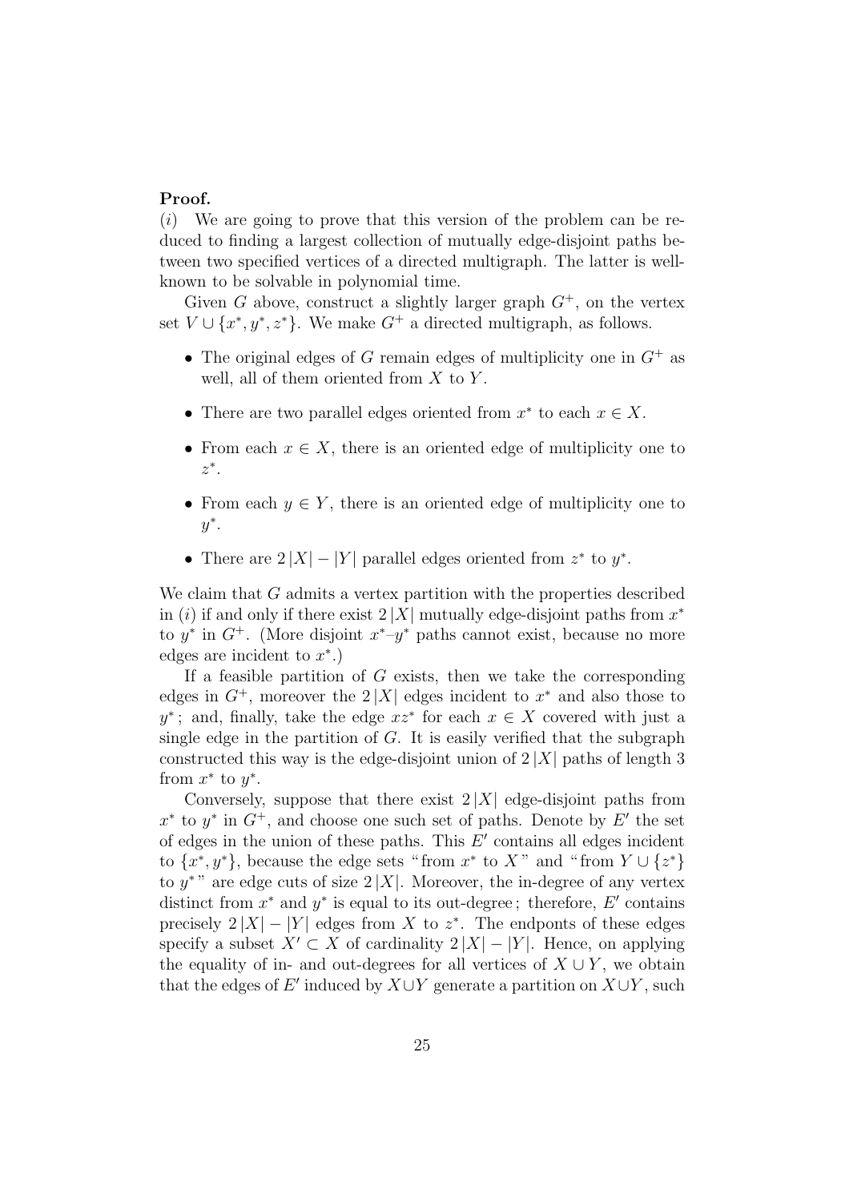**Proof.**

$(i)$ We are going to prove that this version of the problem can be reduced to finding a largest collection of mutually edge-disjoint paths between two specified vertices of a directed multigraph. The latter is well-known to be solvable in polynomial time.

Given $G$ above, construct a slightly larger graph $G^+$, on the vertex set $V \cup \{x^*, y^*, z^*\}$. We make $G^+$ a directed multigraph, as follows.

- The original edges of $G$ remain edges of multiplicity one in $G^+$ as well, all of them oriented from $X$ to $Y$.
- There are two parallel edges oriented from $x^*$ to each $x \in X$.
- From each $x \in X$, there is an oriented edge of multiplicity one to $z^*$.
- From each $y \in Y$, there is an oriented edge of multiplicity one to $y^*$.
- There are $2\,|X| - |Y|$ parallel edges oriented from $z^*$ to $y^*$.

We claim that $G$ admits a vertex partition with the properties described in $(i)$ if and only if there exist $2\,|X|$ mutually edge-disjoint paths from $x^*$ to $y^*$ in $G^+$. (More disjoint $x^*$–$y^*$ paths cannot exist, because no more edges are incident to $x^*$.)

If a feasible partition of $G$ exists, then we take the corresponding edges in $G^+$, moreover the $2\,|X|$ edges incident to $x^*$ and also those to $y^*$; and, finally, take the edge $xz^*$ for each $x \in X$ covered with just a single edge in the partition of $G$. It is easily verified that the subgraph constructed this way is the edge-disjoint union of $2\,|X|$ paths of length 3 from $x^*$ to $y^*$.

Conversely, suppose that there exist $2\,|X|$ edge-disjoint paths from $x^*$ to $y^*$ in $G^+$, and choose one such set of paths. Denote by $E'$ the set of edges in the union of these paths. This $E'$ contains all edges incident to $\{x^*, y^*\}$, because the edge sets "from $x^*$ to $X$" and "from $Y \cup \{z^*\}$ to $y^*$" are edge cuts of size $2\,|X|$. Moreover, the in-degree of any vertex distinct from $x^*$ and $y^*$ is equal to its out-degree; therefore, $E'$ contains precisely $2\,|X| - |Y|$ edges from $X$ to $z^*$. The endponts of these edges specify a subset $X' \subset X$ of cardinality $2\,|X| - |Y|$. Hence, on applying the equality of in- and out-degrees for all vertices of $X \cup Y$, we obtain that the edges of $E'$ induced by $X \cup Y$ generate a partition on $X \cup Y$, such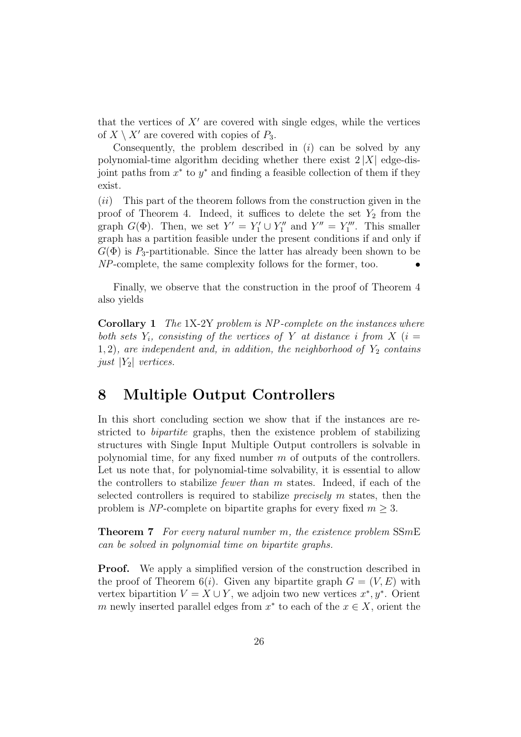that the vertices of $X'$ are covered with single edges, while the vertices of $X \setminus X'$ are covered with copies of $P_3$.

Consequently, the problem described in $(i)$ can be solved by any polynomial-time algorithm deciding whether there exist $2|X|$ edge-disjoint paths from $x^*$ to $y^*$ and finding a feasible collection of them if they exist.

$(ii)$ This part of the theorem follows from the construction given in the proof of Theorem 4. Indeed, it suffices to delete the set $Y_2$ from the graph $G(\Phi)$. Then, we set $Y' = Y_1' \cup Y_1''$ and $Y'' = Y_1'''$. This smaller graph has a partition feasible under the present conditions if and only if $G(\Phi)$ is $P_3$-partitionable. Since the latter has already been shown to be *NP*-complete, the same complexity follows for the former, too. •

Finally, we observe that the construction in the proof of Theorem 4 also yields

**Corollary 1** *The* 1X-2Y *problem is NP-complete on the instances where both sets $Y_i$, consisting of the vertices of $Y$ at distance $i$ from $X$ ($i = 1, 2$), are independent and, in addition, the neighborhood of $Y_2$ contains just $|Y_2|$ vertices.*

# 8 Multiple Output Controllers

In this short concluding section we show that if the instances are restricted to *bipartite* graphs, then the existence problem of stabilizing structures with Single Input Multiple Output controllers is solvable in polynomial time, for any fixed number $m$ of outputs of the controllers. Let us note that, for polynomial-time solvability, it is essential to allow the controllers to stabilize *fewer than* $m$ states. Indeed, if each of the selected controllers is required to stabilize *precisely* $m$ states, then the problem is *NP*-complete on bipartite graphs for every fixed $m \geq 3$.

**Theorem 7** *For every natural number $m$, the existence problem* SS$m$E *can be solved in polynomial time on bipartite graphs.*

**Proof.** We apply a simplified version of the construction described in the proof of Theorem 6$(i)$. Given any bipartite graph $G = (V, E)$ with vertex bipartition $V = X \cup Y$, we adjoin two new vertices $x^*, y^*$. Orient $m$ newly inserted parallel edges from $x^*$ to each of the $x \in X$, orient the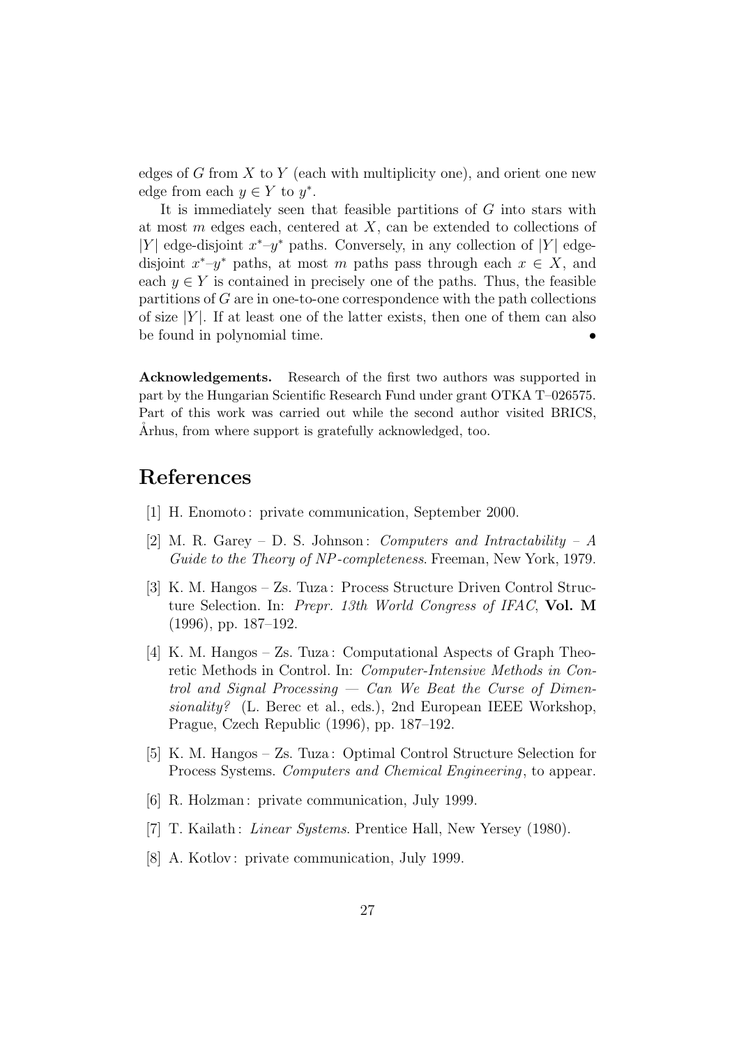edges of $G$ from $X$ to $Y$ (each with multiplicity one), and orient one new edge from each $y \in Y$ to $y^*$.

It is immediately seen that feasible partitions of $G$ into stars with at most $m$ edges each, centered at $X$, can be extended to collections of $|Y|$ edge-disjoint $x^*$–$y^*$ paths. Conversely, in any collection of $|Y|$ edge-disjoint $x^*$–$y^*$ paths, at most $m$ paths pass through each $x \in X$, and each $y \in Y$ is contained in precisely one of the paths. Thus, the feasible partitions of $G$ are in one-to-one correspondence with the path collections of size $|Y|$. If at least one of the latter exists, then one of them can also be found in polynomial time. •

**Acknowledgements.** Research of the first two authors was supported in part by the Hungarian Scientific Research Fund under grant OTKA T–026575. Part of this work was carried out while the second author visited BRICS, Århus, from where support is gratefully acknowledged, too.

# References

[1] H. Enomoto : private communication, September 2000.

[2] M. R. Garey – D. S. Johnson : *Computers and Intractability – A Guide to the Theory of NP-completeness*. Freeman, New York, 1979.

[3] K. M. Hangos – Zs. Tuza : Process Structure Driven Control Structure Selection. In: *Prepr. 13th World Congress of IFAC*, **Vol. M** (1996), pp. 187–192.

[4] K. M. Hangos – Zs. Tuza : Computational Aspects of Graph Theoretic Methods in Control. In: *Computer-Intensive Methods in Control and Signal Processing — Can We Beat the Curse of Dimensionality?* (L. Berec et al., eds.), 2nd European IEEE Workshop, Prague, Czech Republic (1996), pp. 187–192.

[5] K. M. Hangos – Zs. Tuza : Optimal Control Structure Selection for Process Systems. *Computers and Chemical Engineering*, to appear.

[6] R. Holzman : private communication, July 1999.

[7] T. Kailath : *Linear Systems*. Prentice Hall, New Yersey (1980).

[8] A. Kotlov : private communication, July 1999.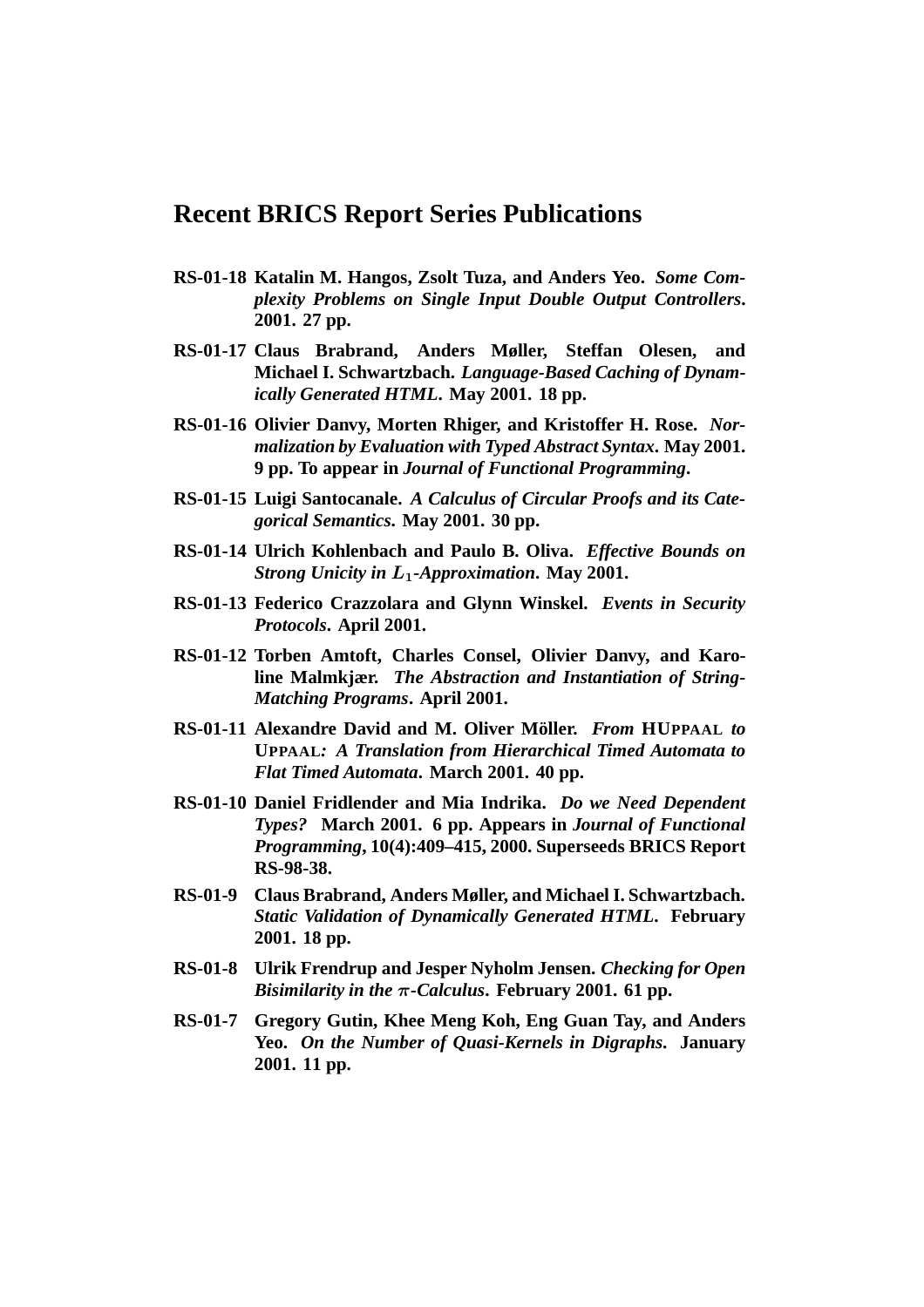# Recent BRICS Report Series Publications

**RS-01-18 Katalin M. Hangos, Zsolt Tuza, and Anders Yeo.** ***Some Complexity Problems on Single Input Double Output Controllers*****. 2001. 27 pp.**

**RS-01-17 Claus Brabrand, Anders Møller, Steffan Olesen, and Michael I. Schwartzbach.** ***Language-Based Caching of Dynamically Generated HTML*****. May 2001. 18 pp.**

**RS-01-16 Olivier Danvy, Morten Rhiger, and Kristoffer H. Rose.** ***Normalization by Evaluation with Typed Abstract Syntax*****. May 2001. 9 pp. To appear in** ***Journal of Functional Programming*****.**

**RS-01-15 Luigi Santocanale.** ***A Calculus of Circular Proofs and its Categorical Semantics*****. May 2001. 30 pp.**

**RS-01-14 Ulrich Kohlenbach and Paulo B. Oliva.** ***Effective Bounds on Strong Unicity in $L_1$-Approximation*****. May 2001.**

**RS-01-13 Federico Crazzolara and Glynn Winskel.** ***Events in Security Protocols*****. April 2001.**

**RS-01-12 Torben Amtoft, Charles Consel, Olivier Danvy, and Karoline Malmkjær.** ***The Abstraction and Instantiation of String-Matching Programs*****. April 2001.**

**RS-01-11 Alexandre David and M. Oliver Möller.** ***From* HUPPAAL *to* UPPAAL*: A Translation from Hierarchical Timed Automata to Flat Timed Automata*****. March 2001. 40 pp.**

**RS-01-10 Daniel Fridlender and Mia Indrika.** ***Do we Need Dependent Types?*** **March 2001. 6 pp. Appears in** ***Journal of Functional Programming*****, 10(4):409–415, 2000. Superseeds BRICS Report RS-98-38.**

**RS-01-9 Claus Brabrand, Anders Møller, and Michael I. Schwartzbach.** ***Static Validation of Dynamically Generated HTML*****. February 2001. 18 pp.**

**RS-01-8 Ulrik Frendrup and Jesper Nyholm Jensen.** ***Checking for Open Bisimilarity in the $\pi$-Calculus*****. February 2001. 61 pp.**

**RS-01-7 Gregory Gutin, Khee Meng Koh, Eng Guan Tay, and Anders Yeo.** ***On the Number of Quasi-Kernels in Digraphs*****. January 2001. 11 pp.**